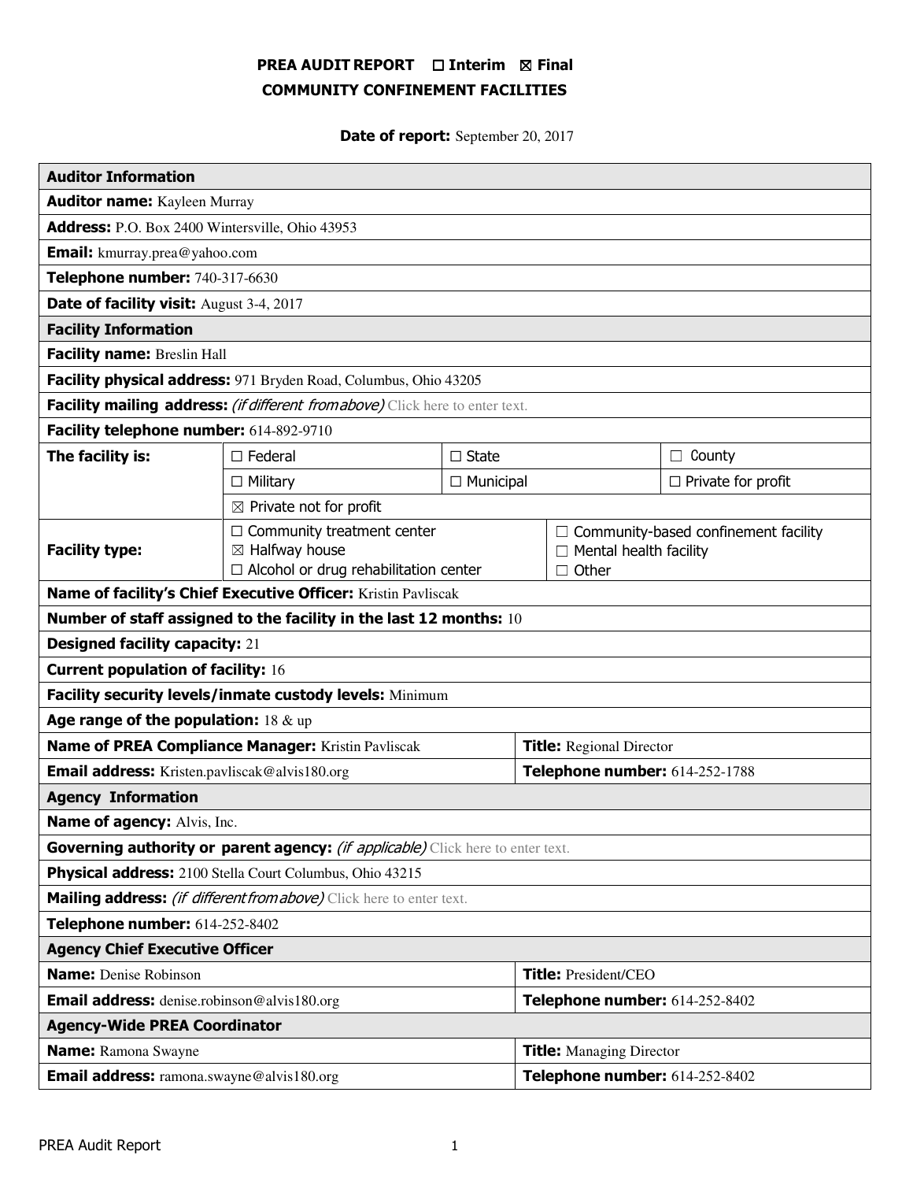# PREA AUDIT REPORT ☐ Interim ☒ Final
## COMMUNITY CONFINEMENT FACILITIES

**Date of report:** September 20, 2017

| **Auditor Information** | | | |
|---|---|---|---|
| **Auditor name:** Kayleen Murray | | | |
| **Address:** P.O. Box 2400 Wintersville, Ohio 43953 | | | |
| **Email:** kmurray.prea@yahoo.com | | | |
| **Telephone number:** 740-317-6630 | | | |
| **Date of facility visit:** August 3-4, 2017 | | | |
| **Facility Information** | | | |
| **Facility name:** Breslin Hall | | | |
| **Facility physical address:** 971 Bryden Road, Columbus, Ohio 43205 | | | |
| **Facility mailing address:** *(if different from above)* Click here to enter text. | | | |
| **Facility telephone number:** 614-892-9710 | | | |
| **The facility is:** | ☐ Federal | ☐ State | ☐ County |
| | ☐ Military | ☐ Municipal | ☐ Private for profit |
| | ☒ Private not for profit | | |
| **Facility type:** | ☐ Community treatment center<br>☒ Halfway house<br>☐ Alcohol or drug rehabilitation center | ☐ Community-based confinement facility<br>☐ Mental health facility<br>☐ Other | |
| **Name of facility's Chief Executive Officer:** Kristin Pavliscak | | | |
| **Number of staff assigned to the facility in the last 12 months:** 10 | | | |
| **Designed facility capacity:** 21 | | | |
| **Current population of facility:** 16 | | | |
| **Facility security levels/inmate custody levels:** Minimum | | | |
| **Age range of the population:** 18 & up | | | |
| **Name of PREA Compliance Manager:** Kristin Pavliscak | | **Title:** Regional Director | |
| **Email address:** Kristen.pavliscak@alvis180.org | | **Telephone number:** 614-252-1788 | |
| **Agency Information** | | | |
| **Name of agency:** Alvis, Inc. | | | |
| **Governing authority or parent agency:** *(if applicable)* Click here to enter text. | | | |
| **Physical address:** 2100 Stella Court Columbus, Ohio 43215 | | | |
| **Mailing address:** *(if different from above)* Click here to enter text. | | | |
| **Telephone number:** 614-252-8402 | | | |
| **Agency Chief Executive Officer** | | | |
| **Name:** Denise Robinson | | **Title:** President/CEO | |
| **Email address:** denise.robinson@alvis180.org | | **Telephone number:** 614-252-8402 | |
| **Agency-Wide PREA Coordinator** | | | |
| **Name:** Ramona Swayne | | **Title:** Managing Director | |
| **Email address:** ramona.swayne@alvis180.org | | **Telephone number:** 614-252-8402 | |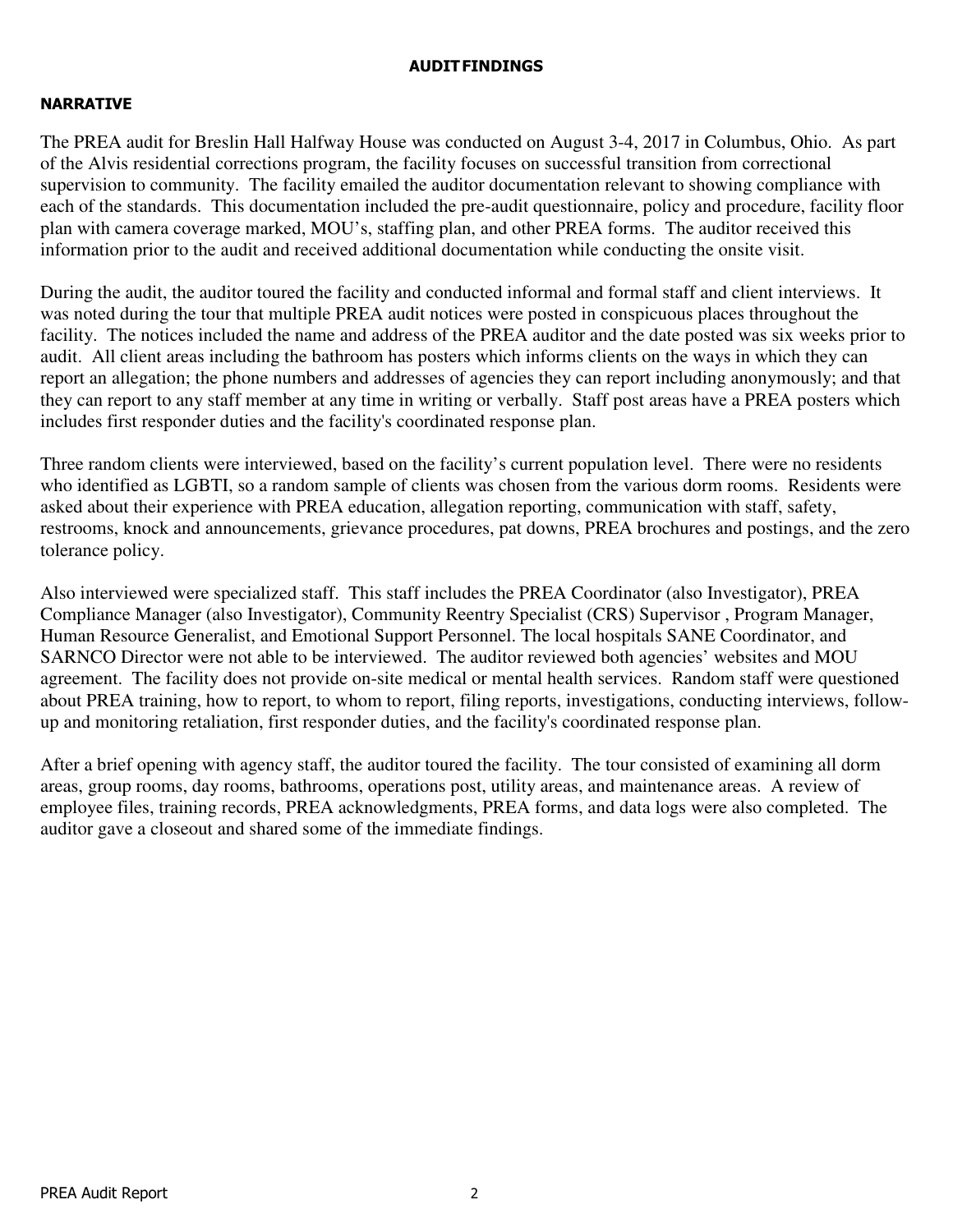# AUDIT FINDINGS

## NARRATIVE

The PREA audit for Breslin Hall Halfway House was conducted on August 3-4, 2017 in Columbus, Ohio. As part of the Alvis residential corrections program, the facility focuses on successful transition from correctional supervision to community. The facility emailed the auditor documentation relevant to showing compliance with each of the standards. This documentation included the pre-audit questionnaire, policy and procedure, facility floor plan with camera coverage marked, MOU's, staffing plan, and other PREA forms. The auditor received this information prior to the audit and received additional documentation while conducting the onsite visit.

During the audit, the auditor toured the facility and conducted informal and formal staff and client interviews. It was noted during the tour that multiple PREA audit notices were posted in conspicuous places throughout the facility. The notices included the name and address of the PREA auditor and the date posted was six weeks prior to audit. All client areas including the bathroom has posters which informs clients on the ways in which they can report an allegation; the phone numbers and addresses of agencies they can report including anonymously; and that they can report to any staff member at any time in writing or verbally. Staff post areas have a PREA posters which includes first responder duties and the facility's coordinated response plan.

Three random clients were interviewed, based on the facility's current population level. There were no residents who identified as LGBTI, so a random sample of clients was chosen from the various dorm rooms. Residents were asked about their experience with PREA education, allegation reporting, communication with staff, safety, restrooms, knock and announcements, grievance procedures, pat downs, PREA brochures and postings, and the zero tolerance policy.

Also interviewed were specialized staff. This staff includes the PREA Coordinator (also Investigator), PREA Compliance Manager (also Investigator), Community Reentry Specialist (CRS) Supervisor , Program Manager, Human Resource Generalist, and Emotional Support Personnel. The local hospitals SANE Coordinator, and SARNCO Director were not able to be interviewed. The auditor reviewed both agencies' websites and MOU agreement. The facility does not provide on-site medical or mental health services. Random staff were questioned about PREA training, how to report, to whom to report, filing reports, investigations, conducting interviews, follow-up and monitoring retaliation, first responder duties, and the facility's coordinated response plan.

After a brief opening with agency staff, the auditor toured the facility. The tour consisted of examining all dorm areas, group rooms, day rooms, bathrooms, operations post, utility areas, and maintenance areas. A review of employee files, training records, PREA acknowledgments, PREA forms, and data logs were also completed. The auditor gave a closeout and shared some of the immediate findings.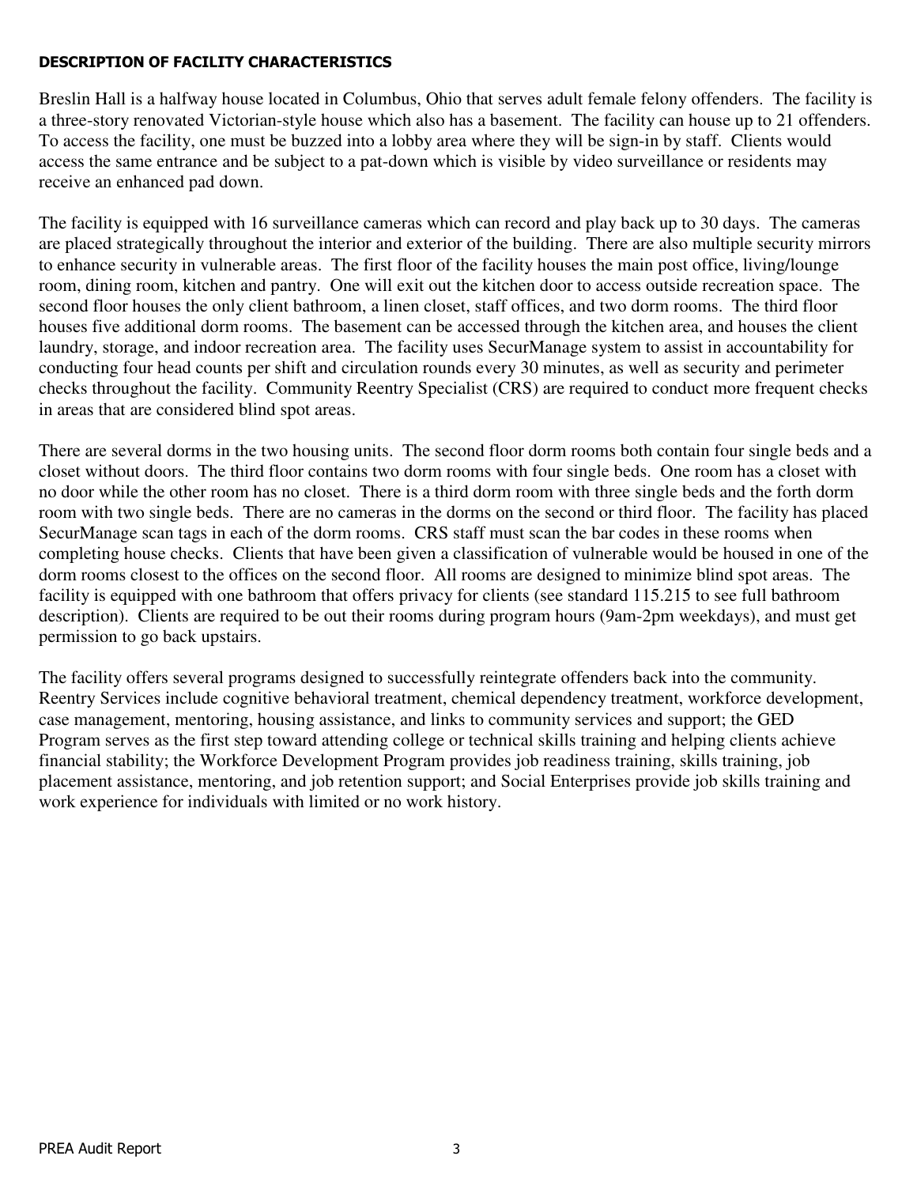## DESCRIPTION OF FACILITY CHARACTERISTICS

Breslin Hall is a halfway house located in Columbus, Ohio that serves adult female felony offenders. The facility is a three-story renovated Victorian-style house which also has a basement. The facility can house up to 21 offenders. To access the facility, one must be buzzed into a lobby area where they will be sign-in by staff. Clients would access the same entrance and be subject to a pat-down which is visible by video surveillance or residents may receive an enhanced pad down.

The facility is equipped with 16 surveillance cameras which can record and play back up to 30 days. The cameras are placed strategically throughout the interior and exterior of the building. There are also multiple security mirrors to enhance security in vulnerable areas. The first floor of the facility houses the main post office, living/lounge room, dining room, kitchen and pantry. One will exit out the kitchen door to access outside recreation space. The second floor houses the only client bathroom, a linen closet, staff offices, and two dorm rooms. The third floor houses five additional dorm rooms. The basement can be accessed through the kitchen area, and houses the client laundry, storage, and indoor recreation area. The facility uses SecurManage system to assist in accountability for conducting four head counts per shift and circulation rounds every 30 minutes, as well as security and perimeter checks throughout the facility. Community Reentry Specialist (CRS) are required to conduct more frequent checks in areas that are considered blind spot areas.

There are several dorms in the two housing units. The second floor dorm rooms both contain four single beds and a closet without doors. The third floor contains two dorm rooms with four single beds. One room has a closet with no door while the other room has no closet. There is a third dorm room with three single beds and the forth dorm room with two single beds. There are no cameras in the dorms on the second or third floor. The facility has placed SecurManage scan tags in each of the dorm rooms. CRS staff must scan the bar codes in these rooms when completing house checks. Clients that have been given a classification of vulnerable would be housed in one of the dorm rooms closest to the offices on the second floor. All rooms are designed to minimize blind spot areas. The facility is equipped with one bathroom that offers privacy for clients (see standard 115.215 to see full bathroom description). Clients are required to be out their rooms during program hours (9am-2pm weekdays), and must get permission to go back upstairs.

The facility offers several programs designed to successfully reintegrate offenders back into the community. Reentry Services include cognitive behavioral treatment, chemical dependency treatment, workforce development, case management, mentoring, housing assistance, and links to community services and support; the GED Program serves as the first step toward attending college or technical skills training and helping clients achieve financial stability; the Workforce Development Program provides job readiness training, skills training, job placement assistance, mentoring, and job retention support; and Social Enterprises provide job skills training and work experience for individuals with limited or no work history.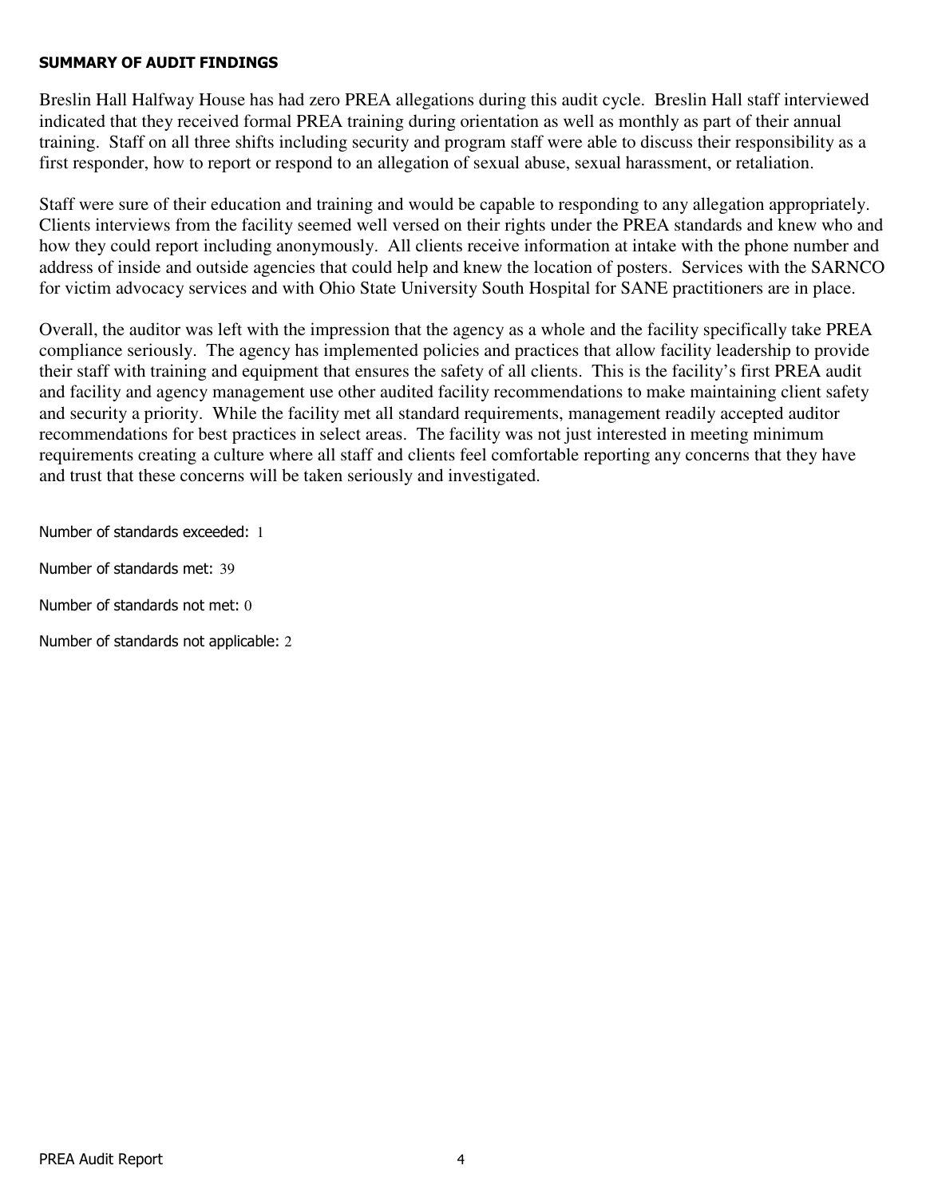## SUMMARY OF AUDIT FINDINGS

Breslin Hall Halfway House has had zero PREA allegations during this audit cycle. Breslin Hall staff interviewed indicated that they received formal PREA training during orientation as well as monthly as part of their annual training. Staff on all three shifts including security and program staff were able to discuss their responsibility as a first responder, how to report or respond to an allegation of sexual abuse, sexual harassment, or retaliation.

Staff were sure of their education and training and would be capable to responding to any allegation appropriately. Clients interviews from the facility seemed well versed on their rights under the PREA standards and knew who and how they could report including anonymously. All clients receive information at intake with the phone number and address of inside and outside agencies that could help and knew the location of posters. Services with the SARNCO for victim advocacy services and with Ohio State University South Hospital for SANE practitioners are in place.

Overall, the auditor was left with the impression that the agency as a whole and the facility specifically take PREA compliance seriously. The agency has implemented policies and practices that allow facility leadership to provide their staff with training and equipment that ensures the safety of all clients. This is the facility's first PREA audit and facility and agency management use other audited facility recommendations to make maintaining client safety and security a priority. While the facility met all standard requirements, management readily accepted auditor recommendations for best practices in select areas. The facility was not just interested in meeting minimum requirements creating a culture where all staff and clients feel comfortable reporting any concerns that they have and trust that these concerns will be taken seriously and investigated.

Number of standards exceeded: 1

Number of standards met: 39

Number of standards not met: 0

Number of standards not applicable: 2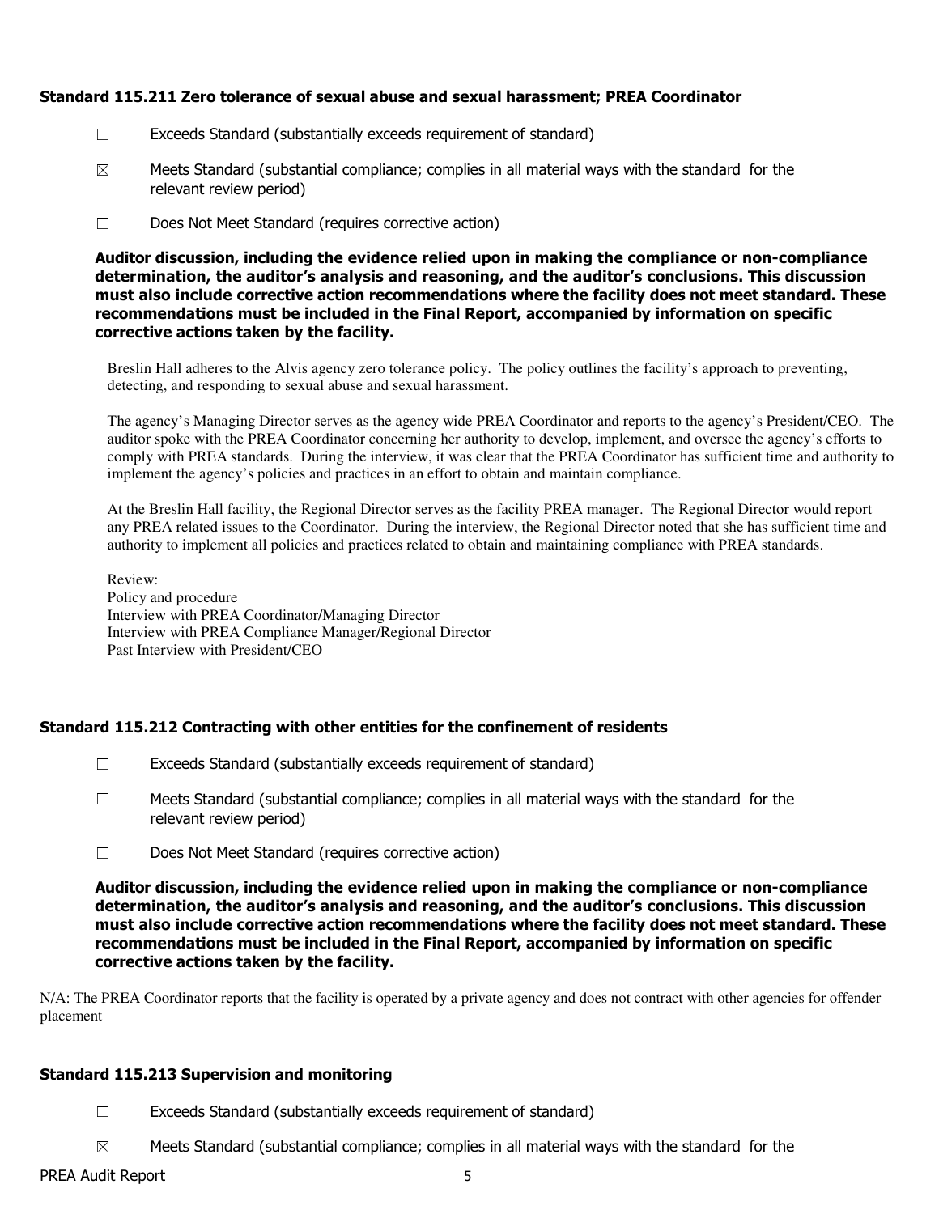### Standard 115.211 Zero tolerance of sexual abuse and sexual harassment; PREA Coordinator

☐ Exceeds Standard (substantially exceeds requirement of standard)

☒ Meets Standard (substantial compliance; complies in all material ways with the standard for the relevant review period)

☐ Does Not Meet Standard (requires corrective action)

**Auditor discussion, including the evidence relied upon in making the compliance or non-compliance determination, the auditor's analysis and reasoning, and the auditor's conclusions. This discussion must also include corrective action recommendations where the facility does not meet standard. These recommendations must be included in the Final Report, accompanied by information on specific corrective actions taken by the facility.**

Breslin Hall adheres to the Alvis agency zero tolerance policy. The policy outlines the facility's approach to preventing, detecting, and responding to sexual abuse and sexual harassment.

The agency's Managing Director serves as the agency wide PREA Coordinator and reports to the agency's President/CEO. The auditor spoke with the PREA Coordinator concerning her authority to develop, implement, and oversee the agency's efforts to comply with PREA standards. During the interview, it was clear that the PREA Coordinator has sufficient time and authority to implement the agency's policies and practices in an effort to obtain and maintain compliance.

At the Breslin Hall facility, the Regional Director serves as the facility PREA manager. The Regional Director would report any PREA related issues to the Coordinator. During the interview, the Regional Director noted that she has sufficient time and authority to implement all policies and practices related to obtain and maintaining compliance with PREA standards.

Review:
Policy and procedure
Interview with PREA Coordinator/Managing Director
Interview with PREA Compliance Manager/Regional Director
Past Interview with President/CEO

### Standard 115.212 Contracting with other entities for the confinement of residents

☐ Exceeds Standard (substantially exceeds requirement of standard)

☐ Meets Standard (substantial compliance; complies in all material ways with the standard for the relevant review period)

☐ Does Not Meet Standard (requires corrective action)

**Auditor discussion, including the evidence relied upon in making the compliance or non-compliance determination, the auditor's analysis and reasoning, and the auditor's conclusions. This discussion must also include corrective action recommendations where the facility does not meet standard. These recommendations must be included in the Final Report, accompanied by information on specific corrective actions taken by the facility.**

N/A: The PREA Coordinator reports that the facility is operated by a private agency and does not contract with other agencies for offender placement

### Standard 115.213 Supervision and monitoring

☐ Exceeds Standard (substantially exceeds requirement of standard)

☒ Meets Standard (substantial compliance; complies in all material ways with the standard for the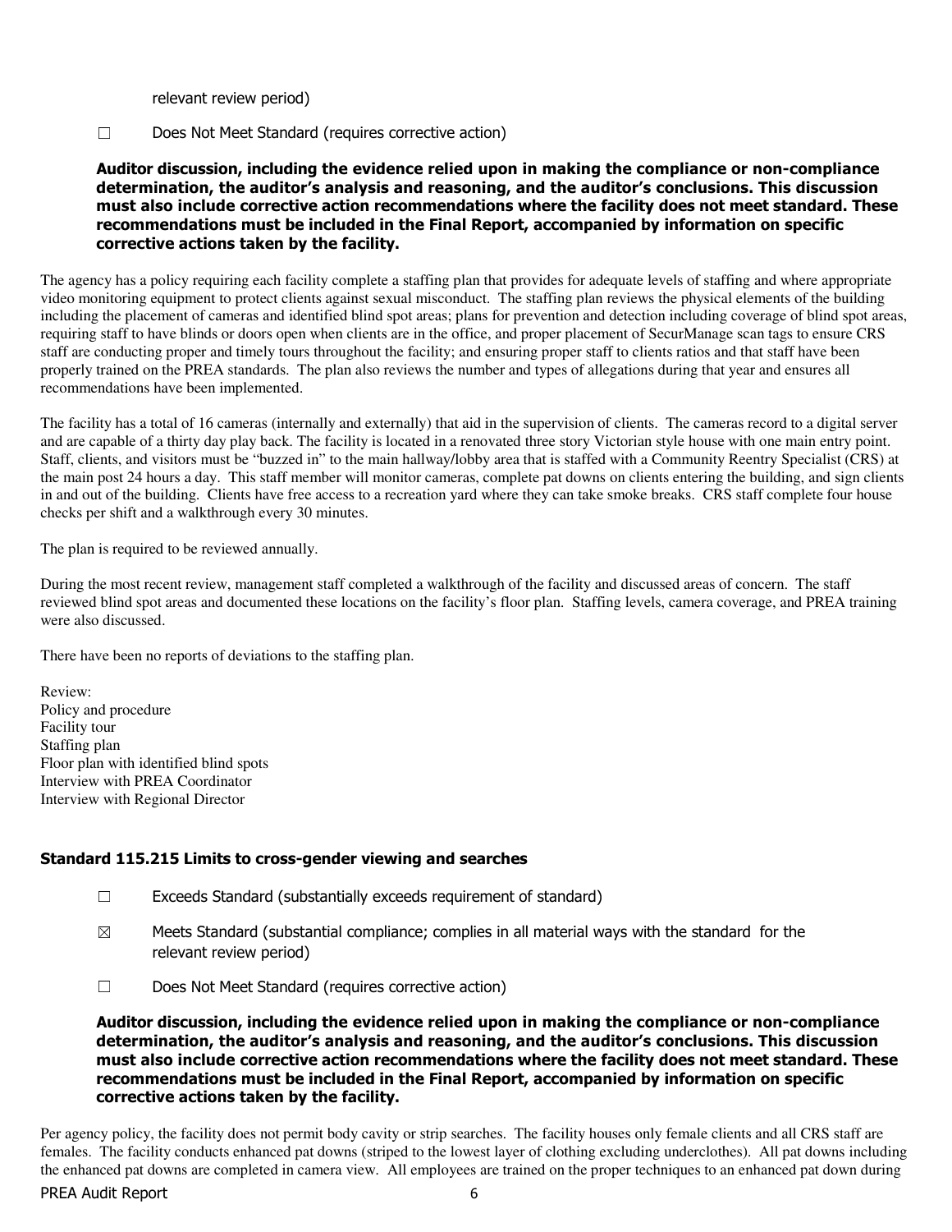relevant review period)

☐ Does Not Meet Standard (requires corrective action)

**Auditor discussion, including the evidence relied upon in making the compliance or non-compliance determination, the auditor's analysis and reasoning, and the auditor's conclusions. This discussion must also include corrective action recommendations where the facility does not meet standard. These recommendations must be included in the Final Report, accompanied by information on specific corrective actions taken by the facility.**

The agency has a policy requiring each facility complete a staffing plan that provides for adequate levels of staffing and where appropriate video monitoring equipment to protect clients against sexual misconduct. The staffing plan reviews the physical elements of the building including the placement of cameras and identified blind spot areas; plans for prevention and detection including coverage of blind spot areas, requiring staff to have blinds or doors open when clients are in the office, and proper placement of SecurManage scan tags to ensure CRS staff are conducting proper and timely tours throughout the facility; and ensuring proper staff to clients ratios and that staff have been properly trained on the PREA standards. The plan also reviews the number and types of allegations during that year and ensures all recommendations have been implemented.

The facility has a total of 16 cameras (internally and externally) that aid in the supervision of clients. The cameras record to a digital server and are capable of a thirty day play back. The facility is located in a renovated three story Victorian style house with one main entry point. Staff, clients, and visitors must be "buzzed in" to the main hallway/lobby area that is staffed with a Community Reentry Specialist (CRS) at the main post 24 hours a day. This staff member will monitor cameras, complete pat downs on clients entering the building, and sign clients in and out of the building. Clients have free access to a recreation yard where they can take smoke breaks. CRS staff complete four house checks per shift and a walkthrough every 30 minutes.

The plan is required to be reviewed annually.

During the most recent review, management staff completed a walkthrough of the facility and discussed areas of concern. The staff reviewed blind spot areas and documented these locations on the facility's floor plan. Staffing levels, camera coverage, and PREA training were also discussed.

There have been no reports of deviations to the staffing plan.

Review:
Policy and procedure
Facility tour
Staffing plan
Floor plan with identified blind spots
Interview with PREA Coordinator
Interview with Regional Director

### Standard 115.215 Limits to cross-gender viewing and searches

☐ Exceeds Standard (substantially exceeds requirement of standard)

☒ Meets Standard (substantial compliance; complies in all material ways with the standard for the relevant review period)

☐ Does Not Meet Standard (requires corrective action)

**Auditor discussion, including the evidence relied upon in making the compliance or non-compliance determination, the auditor's analysis and reasoning, and the auditor's conclusions. This discussion must also include corrective action recommendations where the facility does not meet standard. These recommendations must be included in the Final Report, accompanied by information on specific corrective actions taken by the facility.**

Per agency policy, the facility does not permit body cavity or strip searches. The facility houses only female clients and all CRS staff are females. The facility conducts enhanced pat downs (striped to the lowest layer of clothing excluding underclothes). All pat downs including the enhanced pat downs are completed in camera view. All employees are trained on the proper techniques to an enhanced pat down during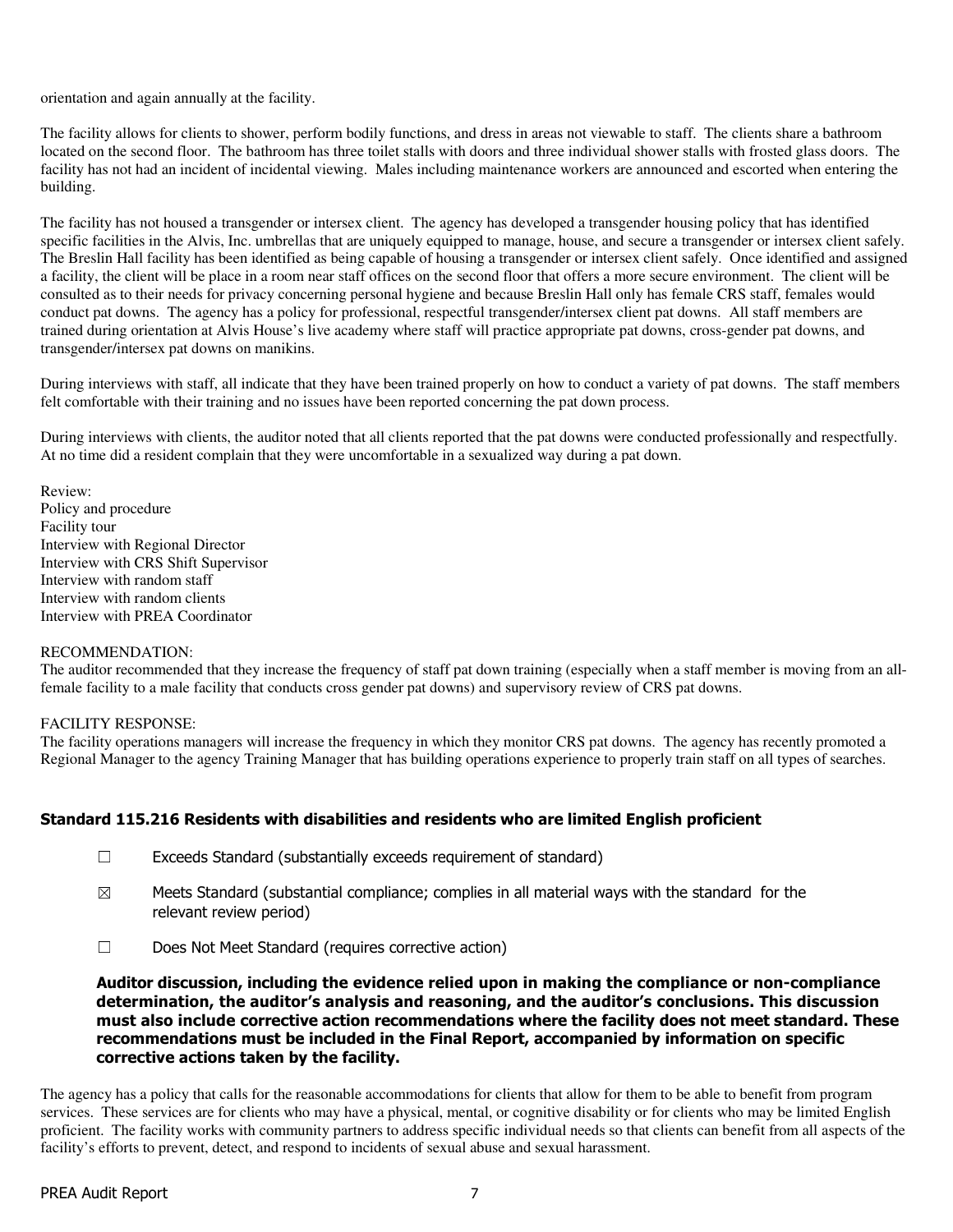orientation and again annually at the facility.

The facility allows for clients to shower, perform bodily functions, and dress in areas not viewable to staff. The clients share a bathroom located on the second floor. The bathroom has three toilet stalls with doors and three individual shower stalls with frosted glass doors. The facility has not had an incident of incidental viewing. Males including maintenance workers are announced and escorted when entering the building.

The facility has not housed a transgender or intersex client. The agency has developed a transgender housing policy that has identified specific facilities in the Alvis, Inc. umbrellas that are uniquely equipped to manage, house, and secure a transgender or intersex client safely. The Breslin Hall facility has been identified as being capable of housing a transgender or intersex client safely. Once identified and assigned a facility, the client will be place in a room near staff offices on the second floor that offers a more secure environment. The client will be consulted as to their needs for privacy concerning personal hygiene and because Breslin Hall only has female CRS staff, females would conduct pat downs. The agency has a policy for professional, respectful transgender/intersex client pat downs. All staff members are trained during orientation at Alvis House's live academy where staff will practice appropriate pat downs, cross-gender pat downs, and transgender/intersex pat downs on manikins.

During interviews with staff, all indicate that they have been trained properly on how to conduct a variety of pat downs. The staff members felt comfortable with their training and no issues have been reported concerning the pat down process.

During interviews with clients, the auditor noted that all clients reported that the pat downs were conducted professionally and respectfully. At no time did a resident complain that they were uncomfortable in a sexualized way during a pat down.

Review:
Policy and procedure
Facility tour
Interview with Regional Director
Interview with CRS Shift Supervisor
Interview with random staff
Interview with random clients
Interview with PREA Coordinator

RECOMMENDATION:
The auditor recommended that they increase the frequency of staff pat down training (especially when a staff member is moving from an all-female facility to a male facility that conducts cross gender pat downs) and supervisory review of CRS pat downs.

FACILITY RESPONSE:
The facility operations managers will increase the frequency in which they monitor CRS pat downs. The agency has recently promoted a Regional Manager to the agency Training Manager that has building operations experience to properly train staff on all types of searches.

### Standard 115.216 Residents with disabilities and residents who are limited English proficient

☐ Exceeds Standard (substantially exceeds requirement of standard)

☒ Meets Standard (substantial compliance; complies in all material ways with the standard for the relevant review period)

☐ Does Not Meet Standard (requires corrective action)

**Auditor discussion, including the evidence relied upon in making the compliance or non-compliance determination, the auditor's analysis and reasoning, and the auditor's conclusions. This discussion must also include corrective action recommendations where the facility does not meet standard. These recommendations must be included in the Final Report, accompanied by information on specific corrective actions taken by the facility.**

The agency has a policy that calls for the reasonable accommodations for clients that allow for them to be able to benefit from program services. These services are for clients who may have a physical, mental, or cognitive disability or for clients who may be limited English proficient. The facility works with community partners to address specific individual needs so that clients can benefit from all aspects of the facility's efforts to prevent, detect, and respond to incidents of sexual abuse and sexual harassment.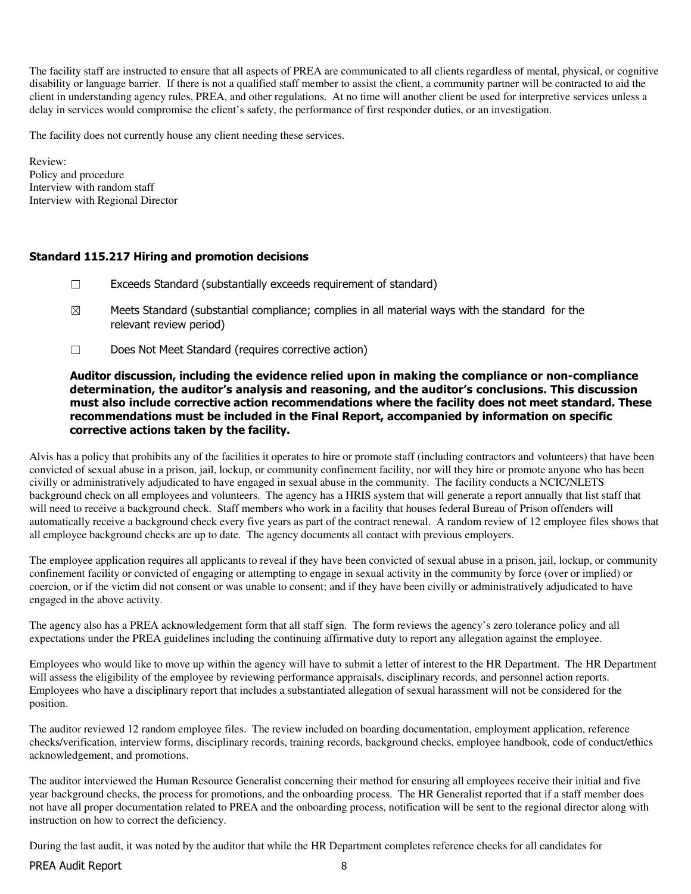The facility staff are instructed to ensure that all aspects of PREA are communicated to all clients regardless of mental, physical, or cognitive disability or language barrier. If there is not a qualified staff member to assist the client, a community partner will be contracted to aid the client in understanding agency rules, PREA, and other regulations. At no time will another client be used for interpretive services unless a delay in services would compromise the client's safety, the performance of first responder duties, or an investigation.

The facility does not currently house any client needing these services.

Review:
Policy and procedure
Interview with random staff
Interview with Regional Director

### Standard 115.217 Hiring and promotion decisions

☐ Exceeds Standard (substantially exceeds requirement of standard)

☒ Meets Standard (substantial compliance; complies in all material ways with the standard for the relevant review period)

☐ Does Not Meet Standard (requires corrective action)

**Auditor discussion, including the evidence relied upon in making the compliance or non-compliance determination, the auditor's analysis and reasoning, and the auditor's conclusions. This discussion must also include corrective action recommendations where the facility does not meet standard. These recommendations must be included in the Final Report, accompanied by information on specific corrective actions taken by the facility.**

Alvis has a policy that prohibits any of the facilities it operates to hire or promote staff (including contractors and volunteers) that have been convicted of sexual abuse in a prison, jail, lockup, or community confinement facility, nor will they hire or promote anyone who has been civilly or administratively adjudicated to have engaged in sexual abuse in the community. The facility conducts a NCIC/NLETS background check on all employees and volunteers. The agency has a HRIS system that will generate a report annually that list staff that will need to receive a background check. Staff members who work in a facility that houses federal Bureau of Prison offenders will automatically receive a background check every five years as part of the contract renewal. A random review of 12 employee files shows that all employee background checks are up to date. The agency documents all contact with previous employers.

The employee application requires all applicants to reveal if they have been convicted of sexual abuse in a prison, jail, lockup, or community confinement facility or convicted of engaging or attempting to engage in sexual activity in the community by force (over or implied) or coercion, or if the victim did not consent or was unable to consent; and if they have been civilly or administratively adjudicated to have engaged in the above activity.

The agency also has a PREA acknowledgement form that all staff sign. The form reviews the agency's zero tolerance policy and all expectations under the PREA guidelines including the continuing affirmative duty to report any allegation against the employee.

Employees who would like to move up within the agency will have to submit a letter of interest to the HR Department. The HR Department will assess the eligibility of the employee by reviewing performance appraisals, disciplinary records, and personnel action reports. Employees who have a disciplinary report that includes a substantiated allegation of sexual harassment will not be considered for the position.

The auditor reviewed 12 random employee files. The review included on boarding documentation, employment application, reference checks/verification, interview forms, disciplinary records, training records, background checks, employee handbook, code of conduct/ethics acknowledgement, and promotions.

The auditor interviewed the Human Resource Generalist concerning their method for ensuring all employees receive their initial and five year background checks, the process for promotions, and the onboarding process. The HR Generalist reported that if a staff member does not have all proper documentation related to PREA and the onboarding process, notification will be sent to the regional director along with instruction on how to correct the deficiency.

During the last audit, it was noted by the auditor that while the HR Department completes reference checks for all candidates for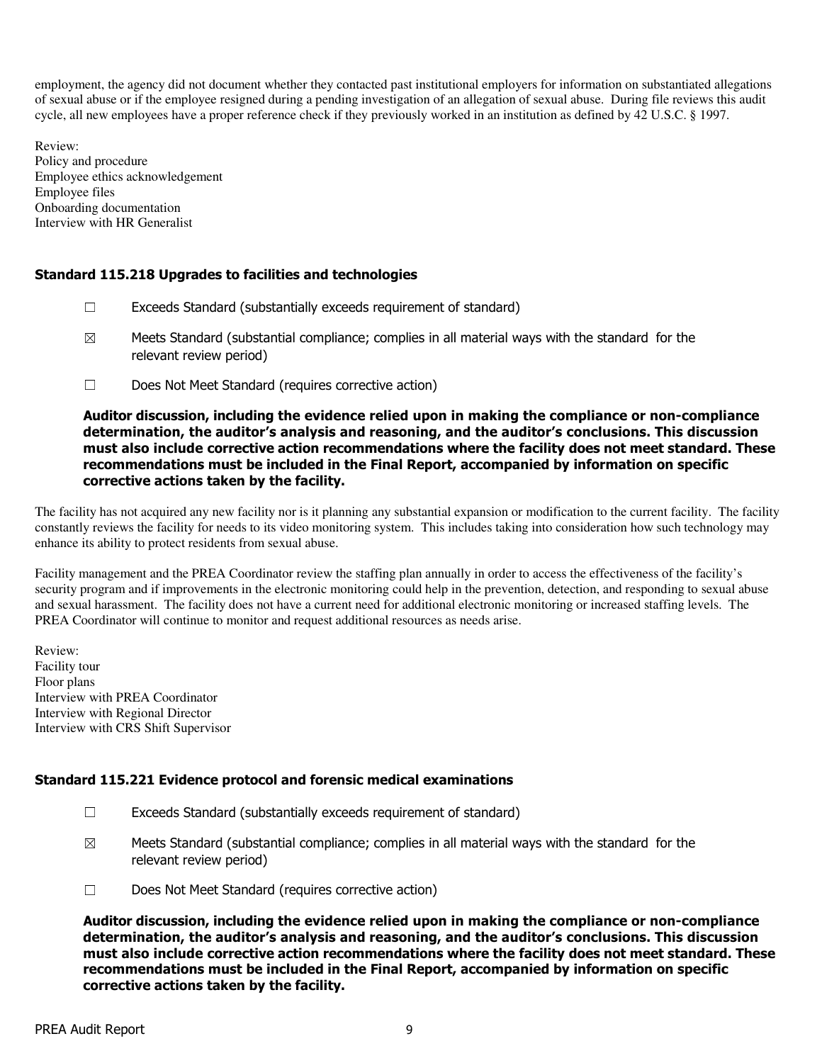employment, the agency did not document whether they contacted past institutional employers for information on substantiated allegations of sexual abuse or if the employee resigned during a pending investigation of an allegation of sexual abuse. During file reviews this audit cycle, all new employees have a proper reference check if they previously worked in an institution as defined by 42 U.S.C. § 1997.

Review:
Policy and procedure
Employee ethics acknowledgement
Employee files
Onboarding documentation
Interview with HR Generalist

### Standard 115.218 Upgrades to facilities and technologies

☐ Exceeds Standard (substantially exceeds requirement of standard)

☒ Meets Standard (substantial compliance; complies in all material ways with the standard for the relevant review period)

☐ Does Not Meet Standard (requires corrective action)

**Auditor discussion, including the evidence relied upon in making the compliance or non-compliance determination, the auditor's analysis and reasoning, and the auditor's conclusions. This discussion must also include corrective action recommendations where the facility does not meet standard. These recommendations must be included in the Final Report, accompanied by information on specific corrective actions taken by the facility.**

The facility has not acquired any new facility nor is it planning any substantial expansion or modification to the current facility. The facility constantly reviews the facility for needs to its video monitoring system. This includes taking into consideration how such technology may enhance its ability to protect residents from sexual abuse.

Facility management and the PREA Coordinator review the staffing plan annually in order to access the effectiveness of the facility's security program and if improvements in the electronic monitoring could help in the prevention, detection, and responding to sexual abuse and sexual harassment. The facility does not have a current need for additional electronic monitoring or increased staffing levels. The PREA Coordinator will continue to monitor and request additional resources as needs arise.

Review:
Facility tour
Floor plans
Interview with PREA Coordinator
Interview with Regional Director
Interview with CRS Shift Supervisor

### Standard 115.221 Evidence protocol and forensic medical examinations

☐ Exceeds Standard (substantially exceeds requirement of standard)

☒ Meets Standard (substantial compliance; complies in all material ways with the standard for the relevant review period)

☐ Does Not Meet Standard (requires corrective action)

**Auditor discussion, including the evidence relied upon in making the compliance or non-compliance determination, the auditor's analysis and reasoning, and the auditor's conclusions. This discussion must also include corrective action recommendations where the facility does not meet standard. These recommendations must be included in the Final Report, accompanied by information on specific corrective actions taken by the facility.**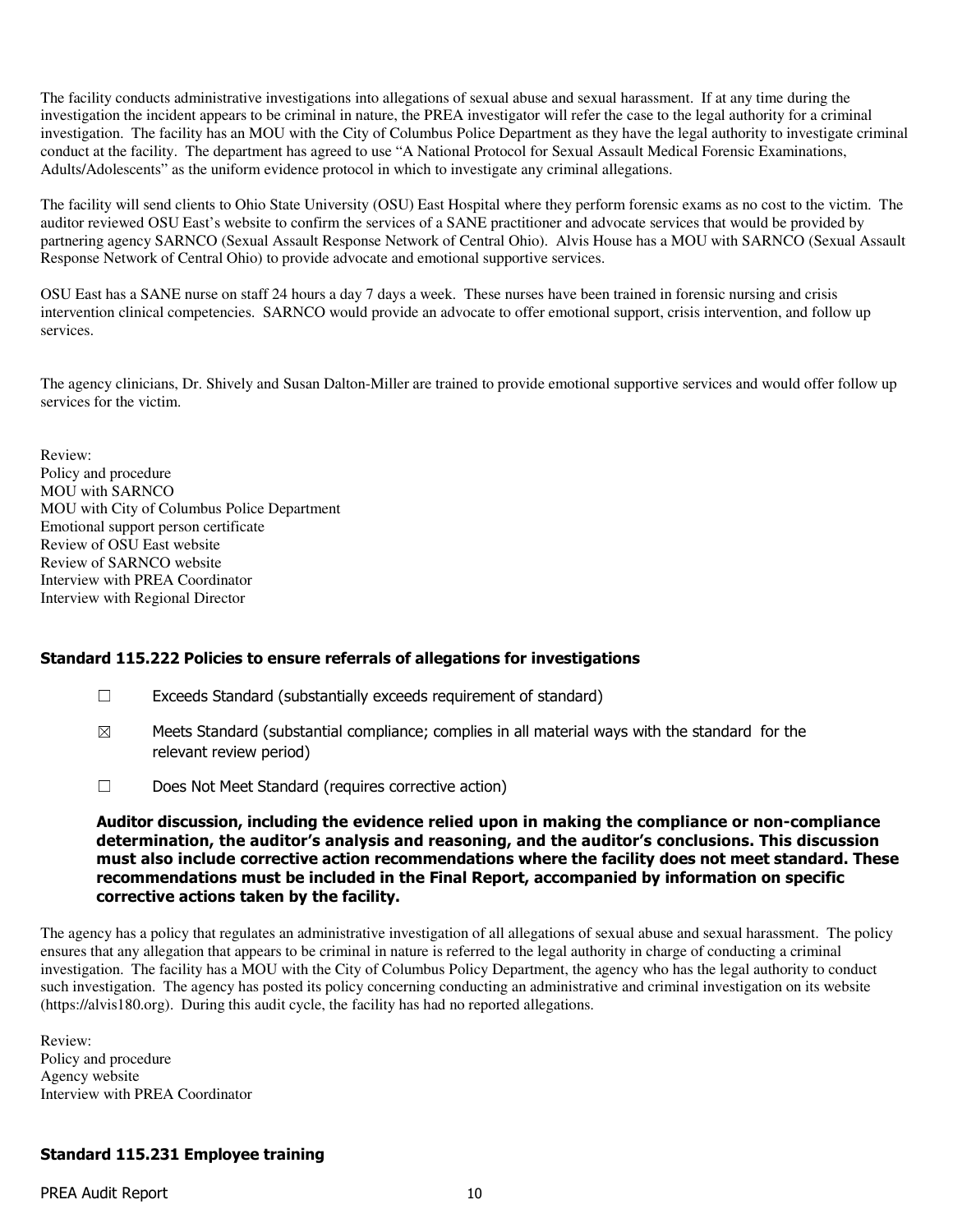The facility conducts administrative investigations into allegations of sexual abuse and sexual harassment. If at any time during the investigation the incident appears to be criminal in nature, the PREA investigator will refer the case to the legal authority for a criminal investigation. The facility has an MOU with the City of Columbus Police Department as they have the legal authority to investigate criminal conduct at the facility. The department has agreed to use "A National Protocol for Sexual Assault Medical Forensic Examinations, Adults/Adolescents" as the uniform evidence protocol in which to investigate any criminal allegations.

The facility will send clients to Ohio State University (OSU) East Hospital where they perform forensic exams as no cost to the victim. The auditor reviewed OSU East's website to confirm the services of a SANE practitioner and advocate services that would be provided by partnering agency SARNCO (Sexual Assault Response Network of Central Ohio). Alvis House has a MOU with SARNCO (Sexual Assault Response Network of Central Ohio) to provide advocate and emotional supportive services.

OSU East has a SANE nurse on staff 24 hours a day 7 days a week. These nurses have been trained in forensic nursing and crisis intervention clinical competencies. SARNCO would provide an advocate to offer emotional support, crisis intervention, and follow up services.

The agency clinicians, Dr. Shively and Susan Dalton-Miller are trained to provide emotional supportive services and would offer follow up services for the victim.

Review:
Policy and procedure
MOU with SARNCO
MOU with City of Columbus Police Department
Emotional support person certificate
Review of OSU East website
Review of SARNCO website
Interview with PREA Coordinator
Interview with Regional Director

### Standard 115.222 Policies to ensure referrals of allegations for investigations

☐ Exceeds Standard (substantially exceeds requirement of standard)

☒ Meets Standard (substantial compliance; complies in all material ways with the standard for the relevant review period)

☐ Does Not Meet Standard (requires corrective action)

**Auditor discussion, including the evidence relied upon in making the compliance or non-compliance determination, the auditor's analysis and reasoning, and the auditor's conclusions. This discussion must also include corrective action recommendations where the facility does not meet standard. These recommendations must be included in the Final Report, accompanied by information on specific corrective actions taken by the facility.**

The agency has a policy that regulates an administrative investigation of all allegations of sexual abuse and sexual harassment. The policy ensures that any allegation that appears to be criminal in nature is referred to the legal authority in charge of conducting a criminal investigation. The facility has a MOU with the City of Columbus Policy Department, the agency who has the legal authority to conduct such investigation. The agency has posted its policy concerning conducting an administrative and criminal investigation on its website (https://alvis180.org). During this audit cycle, the facility has had no reported allegations.

Review:
Policy and procedure
Agency website
Interview with PREA Coordinator

### Standard 115.231 Employee training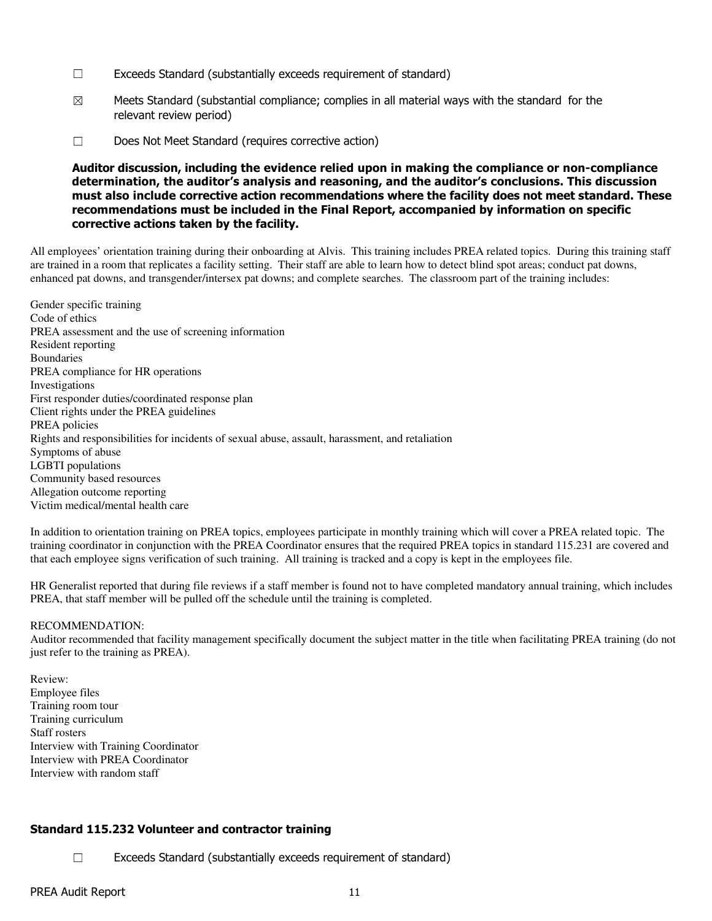☐ Exceeds Standard (substantially exceeds requirement of standard)

☒ Meets Standard (substantial compliance; complies in all material ways with the standard for the relevant review period)

☐ Does Not Meet Standard (requires corrective action)

**Auditor discussion, including the evidence relied upon in making the compliance or non-compliance determination, the auditor's analysis and reasoning, and the auditor's conclusions. This discussion must also include corrective action recommendations where the facility does not meet standard. These recommendations must be included in the Final Report, accompanied by information on specific corrective actions taken by the facility.**

All employees' orientation training during their onboarding at Alvis. This training includes PREA related topics. During this training staff are trained in a room that replicates a facility setting. Their staff are able to learn how to detect blind spot areas; conduct pat downs, enhanced pat downs, and transgender/intersex pat downs; and complete searches. The classroom part of the training includes:

Gender specific training
Code of ethics
PREA assessment and the use of screening information
Resident reporting
Boundaries
PREA compliance for HR operations
Investigations
First responder duties/coordinated response plan
Client rights under the PREA guidelines
PREA policies
Rights and responsibilities for incidents of sexual abuse, assault, harassment, and retaliation
Symptoms of abuse
LGBTI populations
Community based resources
Allegation outcome reporting
Victim medical/mental health care

In addition to orientation training on PREA topics, employees participate in monthly training which will cover a PREA related topic. The training coordinator in conjunction with the PREA Coordinator ensures that the required PREA topics in standard 115.231 are covered and that each employee signs verification of such training. All training is tracked and a copy is kept in the employees file.

HR Generalist reported that during file reviews if a staff member is found not to have completed mandatory annual training, which includes PREA, that staff member will be pulled off the schedule until the training is completed.

RECOMMENDATION:
Auditor recommended that facility management specifically document the subject matter in the title when facilitating PREA training (do not just refer to the training as PREA).

Review:
Employee files
Training room tour
Training curriculum
Staff rosters
Interview with Training Coordinator
Interview with PREA Coordinator
Interview with random staff

### Standard 115.232 Volunteer and contractor training

☐ Exceeds Standard (substantially exceeds requirement of standard)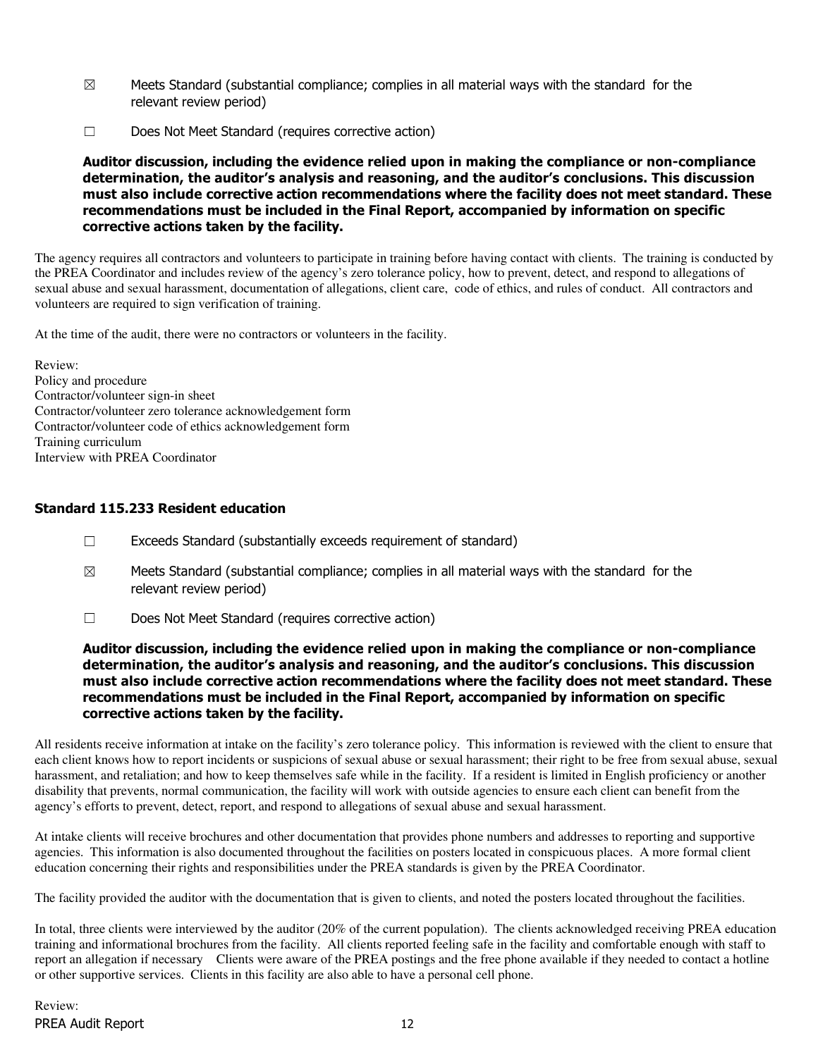☒ Meets Standard (substantial compliance; complies in all material ways with the standard for the relevant review period)

☐ Does Not Meet Standard (requires corrective action)

**Auditor discussion, including the evidence relied upon in making the compliance or non-compliance determination, the auditor's analysis and reasoning, and the auditor's conclusions. This discussion must also include corrective action recommendations where the facility does not meet standard. These recommendations must be included in the Final Report, accompanied by information on specific corrective actions taken by the facility.**

The agency requires all contractors and volunteers to participate in training before having contact with clients. The training is conducted by the PREA Coordinator and includes review of the agency's zero tolerance policy, how to prevent, detect, and respond to allegations of sexual abuse and sexual harassment, documentation of allegations, client care, code of ethics, and rules of conduct. All contractors and volunteers are required to sign verification of training.

At the time of the audit, there were no contractors or volunteers in the facility.

Review:
Policy and procedure
Contractor/volunteer sign-in sheet
Contractor/volunteer zero tolerance acknowledgement form
Contractor/volunteer code of ethics acknowledgement form
Training curriculum
Interview with PREA Coordinator

### Standard 115.233 Resident education

☐ Exceeds Standard (substantially exceeds requirement of standard)

☒ Meets Standard (substantial compliance; complies in all material ways with the standard for the relevant review period)

☐ Does Not Meet Standard (requires corrective action)

**Auditor discussion, including the evidence relied upon in making the compliance or non-compliance determination, the auditor's analysis and reasoning, and the auditor's conclusions. This discussion must also include corrective action recommendations where the facility does not meet standard. These recommendations must be included in the Final Report, accompanied by information on specific corrective actions taken by the facility.**

All residents receive information at intake on the facility's zero tolerance policy. This information is reviewed with the client to ensure that each client knows how to report incidents or suspicions of sexual abuse or sexual harassment; their right to be free from sexual abuse, sexual harassment, and retaliation; and how to keep themselves safe while in the facility. If a resident is limited in English proficiency or another disability that prevents, normal communication, the facility will work with outside agencies to ensure each client can benefit from the agency's efforts to prevent, detect, report, and respond to allegations of sexual abuse and sexual harassment.

At intake clients will receive brochures and other documentation that provides phone numbers and addresses to reporting and supportive agencies. This information is also documented throughout the facilities on posters located in conspicuous places. A more formal client education concerning their rights and responsibilities under the PREA standards is given by the PREA Coordinator.

The facility provided the auditor with the documentation that is given to clients, and noted the posters located throughout the facilities.

In total, three clients were interviewed by the auditor (20% of the current population). The clients acknowledged receiving PREA education training and informational brochures from the facility. All clients reported feeling safe in the facility and comfortable enough with staff to report an allegation if necessary Clients were aware of the PREA postings and the free phone available if they needed to contact a hotline or other supportive services. Clients in this facility are also able to have a personal cell phone.

Review: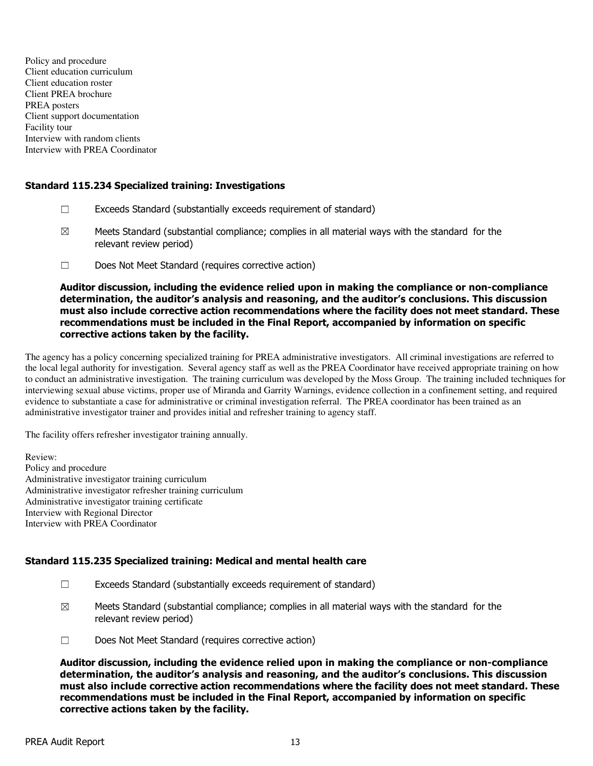Policy and procedure
Client education curriculum
Client education roster
Client PREA brochure
PREA posters
Client support documentation
Facility tour
Interview with random clients
Interview with PREA Coordinator

### Standard 115.234 Specialized training: Investigations

☐ Exceeds Standard (substantially exceeds requirement of standard)

☒ Meets Standard (substantial compliance; complies in all material ways with the standard for the relevant review period)

☐ Does Not Meet Standard (requires corrective action)

**Auditor discussion, including the evidence relied upon in making the compliance or non-compliance determination, the auditor's analysis and reasoning, and the auditor's conclusions. This discussion must also include corrective action recommendations where the facility does not meet standard. These recommendations must be included in the Final Report, accompanied by information on specific corrective actions taken by the facility.**

The agency has a policy concerning specialized training for PREA administrative investigators. All criminal investigations are referred to the local legal authority for investigation. Several agency staff as well as the PREA Coordinator have received appropriate training on how to conduct an administrative investigation. The training curriculum was developed by the Moss Group. The training included techniques for interviewing sexual abuse victims, proper use of Miranda and Garrity Warnings, evidence collection in a confinement setting, and required evidence to substantiate a case for administrative or criminal investigation referral. The PREA coordinator has been trained as an administrative investigator trainer and provides initial and refresher training to agency staff.

The facility offers refresher investigator training annually.

Review:
Policy and procedure
Administrative investigator training curriculum
Administrative investigator refresher training curriculum
Administrative investigator training certificate
Interview with Regional Director
Interview with PREA Coordinator

### Standard 115.235 Specialized training: Medical and mental health care

☐ Exceeds Standard (substantially exceeds requirement of standard)

☒ Meets Standard (substantial compliance; complies in all material ways with the standard for the relevant review period)

☐ Does Not Meet Standard (requires corrective action)

**Auditor discussion, including the evidence relied upon in making the compliance or non-compliance determination, the auditor's analysis and reasoning, and the auditor's conclusions. This discussion must also include corrective action recommendations where the facility does not meet standard. These recommendations must be included in the Final Report, accompanied by information on specific corrective actions taken by the facility.**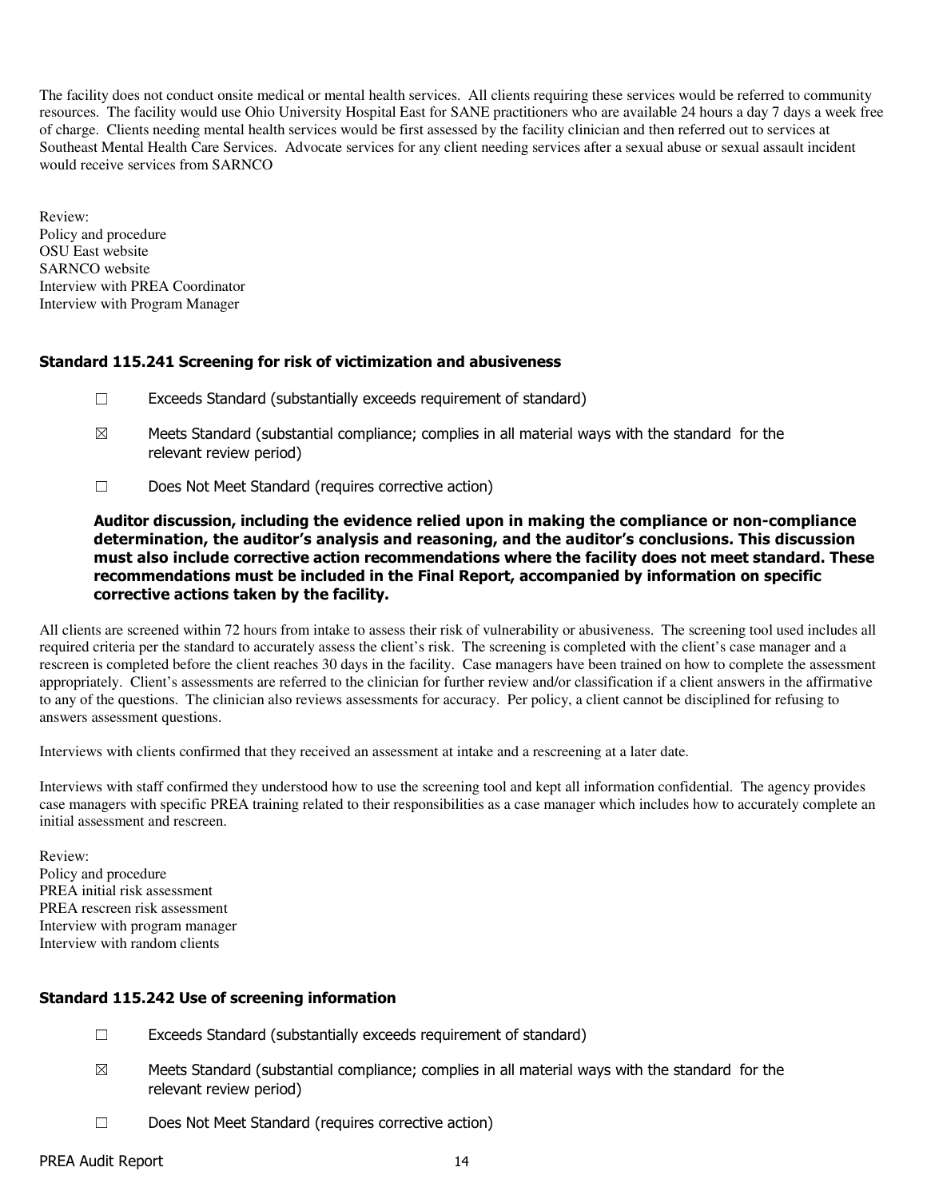The facility does not conduct onsite medical or mental health services. All clients requiring these services would be referred to community resources. The facility would use Ohio University Hospital East for SANE practitioners who are available 24 hours a day 7 days a week free of charge. Clients needing mental health services would be first assessed by the facility clinician and then referred out to services at Southeast Mental Health Care Services. Advocate services for any client needing services after a sexual abuse or sexual assault incident would receive services from SARNCO

Review:
Policy and procedure
OSU East website
SARNCO website
Interview with PREA Coordinator
Interview with Program Manager

### Standard 115.241 Screening for risk of victimization and abusiveness

☐ Exceeds Standard (substantially exceeds requirement of standard)

☒ Meets Standard (substantial compliance; complies in all material ways with the standard for the relevant review period)

☐ Does Not Meet Standard (requires corrective action)

**Auditor discussion, including the evidence relied upon in making the compliance or non-compliance determination, the auditor's analysis and reasoning, and the auditor's conclusions. This discussion must also include corrective action recommendations where the facility does not meet standard. These recommendations must be included in the Final Report, accompanied by information on specific corrective actions taken by the facility.**

All clients are screened within 72 hours from intake to assess their risk of vulnerability or abusiveness. The screening tool used includes all required criteria per the standard to accurately assess the client's risk. The screening is completed with the client's case manager and a rescreen is completed before the client reaches 30 days in the facility. Case managers have been trained on how to complete the assessment appropriately. Client's assessments are referred to the clinician for further review and/or classification if a client answers in the affirmative to any of the questions. The clinician also reviews assessments for accuracy. Per policy, a client cannot be disciplined for refusing to answers assessment questions.

Interviews with clients confirmed that they received an assessment at intake and a rescreening at a later date.

Interviews with staff confirmed they understood how to use the screening tool and kept all information confidential. The agency provides case managers with specific PREA training related to their responsibilities as a case manager which includes how to accurately complete an initial assessment and rescreen.

Review:
Policy and procedure
PREA initial risk assessment
PREA rescreen risk assessment
Interview with program manager
Interview with random clients

### Standard 115.242 Use of screening information

☐ Exceeds Standard (substantially exceeds requirement of standard)

☒ Meets Standard (substantial compliance; complies in all material ways with the standard for the relevant review period)

☐ Does Not Meet Standard (requires corrective action)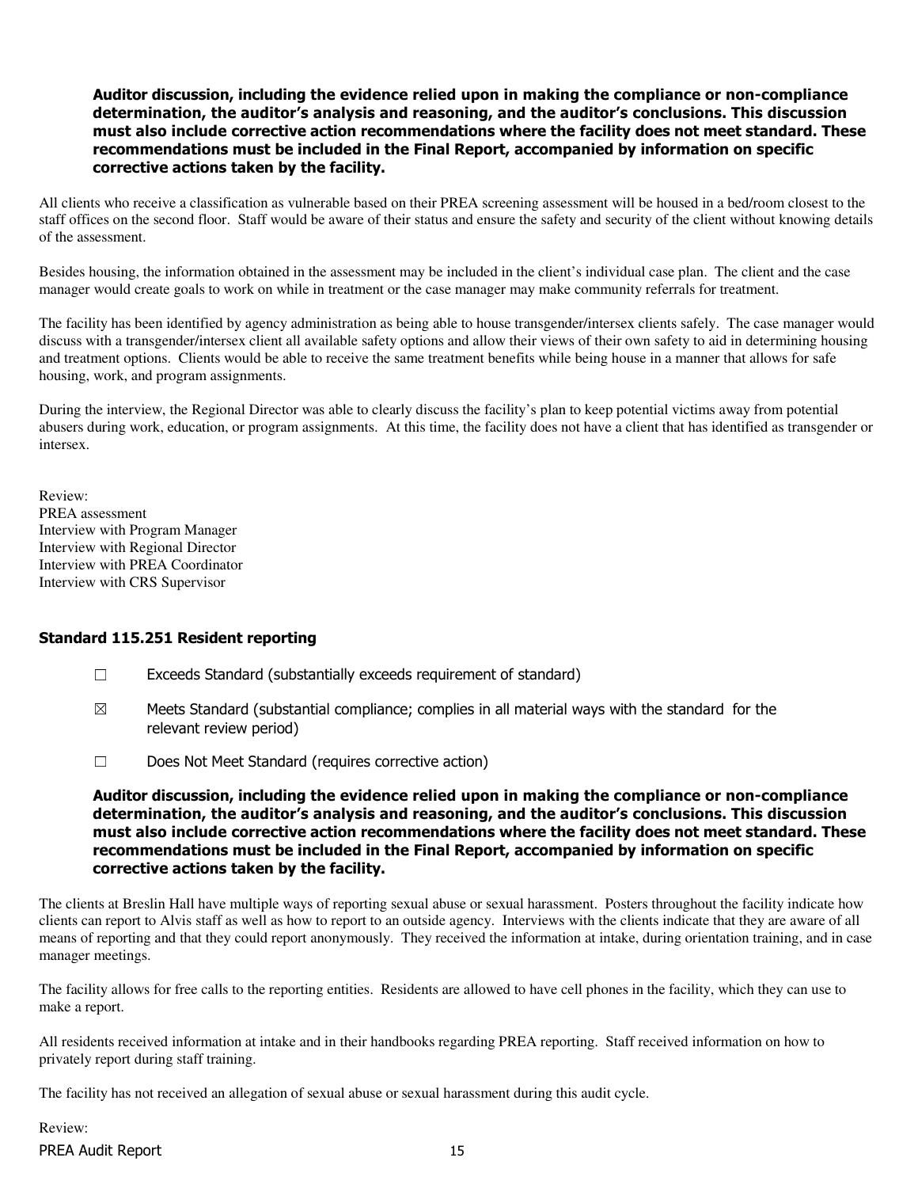**Auditor discussion, including the evidence relied upon in making the compliance or non-compliance determination, the auditor's analysis and reasoning, and the auditor's conclusions. This discussion must also include corrective action recommendations where the facility does not meet standard. These recommendations must be included in the Final Report, accompanied by information on specific corrective actions taken by the facility.**

All clients who receive a classification as vulnerable based on their PREA screening assessment will be housed in a bed/room closest to the staff offices on the second floor. Staff would be aware of their status and ensure the safety and security of the client without knowing details of the assessment.

Besides housing, the information obtained in the assessment may be included in the client's individual case plan. The client and the case manager would create goals to work on while in treatment or the case manager may make community referrals for treatment.

The facility has been identified by agency administration as being able to house transgender/intersex clients safely. The case manager would discuss with a transgender/intersex client all available safety options and allow their views of their own safety to aid in determining housing and treatment options. Clients would be able to receive the same treatment benefits while being house in a manner that allows for safe housing, work, and program assignments.

During the interview, the Regional Director was able to clearly discuss the facility's plan to keep potential victims away from potential abusers during work, education, or program assignments. At this time, the facility does not have a client that has identified as transgender or intersex.

Review:
PREA assessment
Interview with Program Manager
Interview with Regional Director
Interview with PREA Coordinator
Interview with CRS Supervisor

### Standard 115.251 Resident reporting

☐ Exceeds Standard (substantially exceeds requirement of standard)

☒ Meets Standard (substantial compliance; complies in all material ways with the standard for the relevant review period)

☐ Does Not Meet Standard (requires corrective action)

**Auditor discussion, including the evidence relied upon in making the compliance or non-compliance determination, the auditor's analysis and reasoning, and the auditor's conclusions. This discussion must also include corrective action recommendations where the facility does not meet standard. These recommendations must be included in the Final Report, accompanied by information on specific corrective actions taken by the facility.**

The clients at Breslin Hall have multiple ways of reporting sexual abuse or sexual harassment. Posters throughout the facility indicate how clients can report to Alvis staff as well as how to report to an outside agency. Interviews with the clients indicate that they are aware of all means of reporting and that they could report anonymously. They received the information at intake, during orientation training, and in case manager meetings.

The facility allows for free calls to the reporting entities. Residents are allowed to have cell phones in the facility, which they can use to make a report.

All residents received information at intake and in their handbooks regarding PREA reporting. Staff received information on how to privately report during staff training.

The facility has not received an allegation of sexual abuse or sexual harassment during this audit cycle.

Review: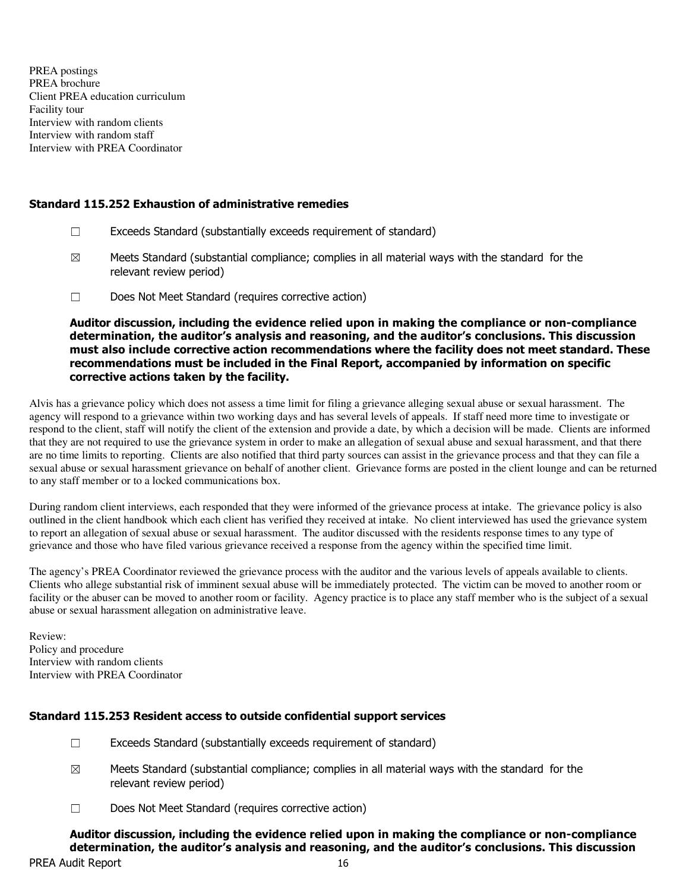PREA postings
PREA brochure
Client PREA education curriculum
Facility tour
Interview with random clients
Interview with random staff
Interview with PREA Coordinator

### Standard 115.252 Exhaustion of administrative remedies

☐ Exceeds Standard (substantially exceeds requirement of standard)

☒ Meets Standard (substantial compliance; complies in all material ways with the standard for the relevant review period)

☐ Does Not Meet Standard (requires corrective action)

**Auditor discussion, including the evidence relied upon in making the compliance or non-compliance determination, the auditor's analysis and reasoning, and the auditor's conclusions. This discussion must also include corrective action recommendations where the facility does not meet standard. These recommendations must be included in the Final Report, accompanied by information on specific corrective actions taken by the facility.**

Alvis has a grievance policy which does not assess a time limit for filing a grievance alleging sexual abuse or sexual harassment. The agency will respond to a grievance within two working days and has several levels of appeals. If staff need more time to investigate or respond to the client, staff will notify the client of the extension and provide a date, by which a decision will be made. Clients are informed that they are not required to use the grievance system in order to make an allegation of sexual abuse and sexual harassment, and that there are no time limits to reporting. Clients are also notified that third party sources can assist in the grievance process and that they can file a sexual abuse or sexual harassment grievance on behalf of another client. Grievance forms are posted in the client lounge and can be returned to any staff member or to a locked communications box.

During random client interviews, each responded that they were informed of the grievance process at intake. The grievance policy is also outlined in the client handbook which each client has verified they received at intake. No client interviewed has used the grievance system to report an allegation of sexual abuse or sexual harassment. The auditor discussed with the residents response times to any type of grievance and those who have filed various grievance received a response from the agency within the specified time limit.

The agency's PREA Coordinator reviewed the grievance process with the auditor and the various levels of appeals available to clients. Clients who allege substantial risk of imminent sexual abuse will be immediately protected. The victim can be moved to another room or facility or the abuser can be moved to another room or facility. Agency practice is to place any staff member who is the subject of a sexual abuse or sexual harassment allegation on administrative leave.

Review:
Policy and procedure
Interview with random clients
Interview with PREA Coordinator

### Standard 115.253 Resident access to outside confidential support services

☐ Exceeds Standard (substantially exceeds requirement of standard)

☒ Meets Standard (substantial compliance; complies in all material ways with the standard for the relevant review period)

☐ Does Not Meet Standard (requires corrective action)

**Auditor discussion, including the evidence relied upon in making the compliance or non-compliance determination, the auditor's analysis and reasoning, and the auditor's conclusions. This discussion**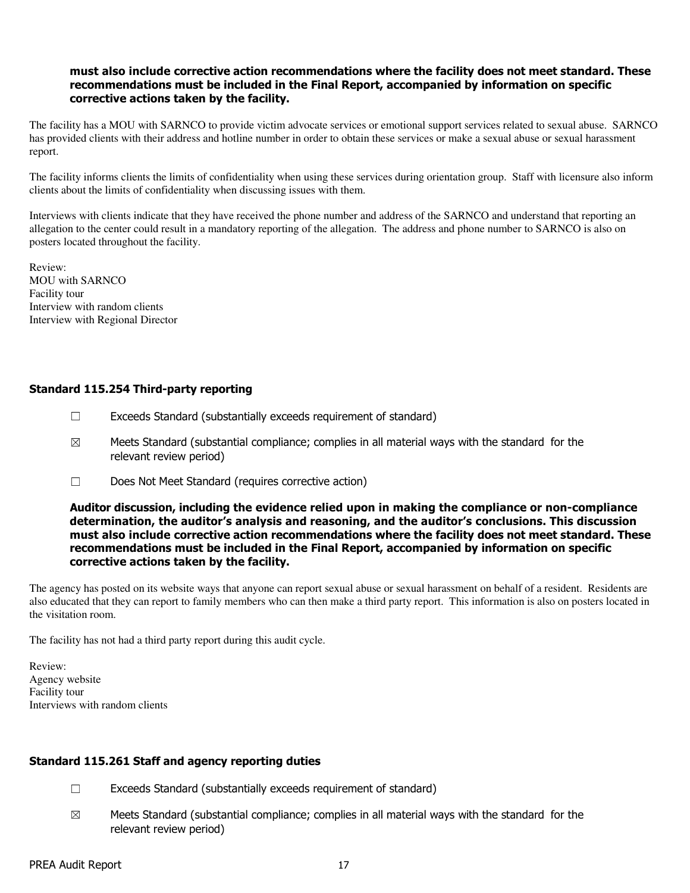**must also include corrective action recommendations where the facility does not meet standard. These recommendations must be included in the Final Report, accompanied by information on specific corrective actions taken by the facility.**

The facility has a MOU with SARNCO to provide victim advocate services or emotional support services related to sexual abuse. SARNCO has provided clients with their address and hotline number in order to obtain these services or make a sexual abuse or sexual harassment report.

The facility informs clients the limits of confidentiality when using these services during orientation group. Staff with licensure also inform clients about the limits of confidentiality when discussing issues with them.

Interviews with clients indicate that they have received the phone number and address of the SARNCO and understand that reporting an allegation to the center could result in a mandatory reporting of the allegation. The address and phone number to SARNCO is also on posters located throughout the facility.

Review:
MOU with SARNCO
Facility tour
Interview with random clients
Interview with Regional Director

### Standard 115.254 Third-party reporting

☐ Exceeds Standard (substantially exceeds requirement of standard)

☒ Meets Standard (substantial compliance; complies in all material ways with the standard for the relevant review period)

☐ Does Not Meet Standard (requires corrective action)

**Auditor discussion, including the evidence relied upon in making the compliance or non-compliance determination, the auditor's analysis and reasoning, and the auditor's conclusions. This discussion must also include corrective action recommendations where the facility does not meet standard. These recommendations must be included in the Final Report, accompanied by information on specific corrective actions taken by the facility.**

The agency has posted on its website ways that anyone can report sexual abuse or sexual harassment on behalf of a resident. Residents are also educated that they can report to family members who can then make a third party report. This information is also on posters located in the visitation room.

The facility has not had a third party report during this audit cycle.

Review:
Agency website
Facility tour
Interviews with random clients

### Standard 115.261 Staff and agency reporting duties

☐ Exceeds Standard (substantially exceeds requirement of standard)

☒ Meets Standard (substantial compliance; complies in all material ways with the standard for the relevant review period)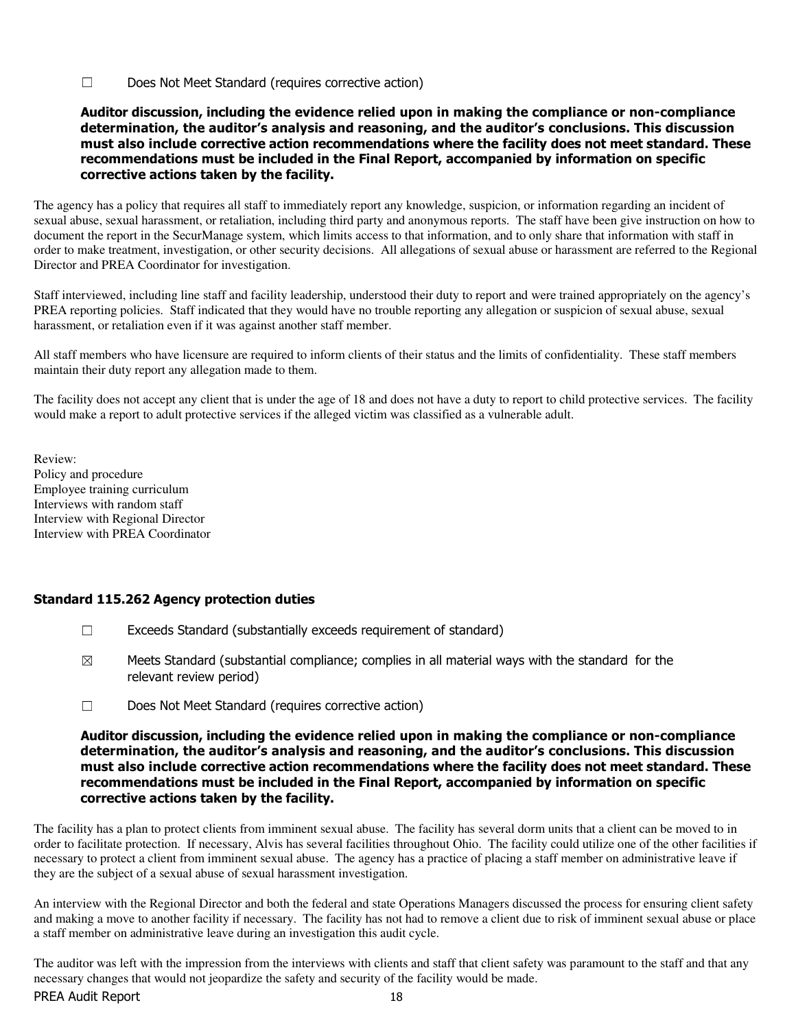☐ Does Not Meet Standard (requires corrective action)

**Auditor discussion, including the evidence relied upon in making the compliance or non-compliance determination, the auditor's analysis and reasoning, and the auditor's conclusions. This discussion must also include corrective action recommendations where the facility does not meet standard. These recommendations must be included in the Final Report, accompanied by information on specific corrective actions taken by the facility.**

The agency has a policy that requires all staff to immediately report any knowledge, suspicion, or information regarding an incident of sexual abuse, sexual harassment, or retaliation, including third party and anonymous reports. The staff have been give instruction on how to document the report in the SecurManage system, which limits access to that information, and to only share that information with staff in order to make treatment, investigation, or other security decisions. All allegations of sexual abuse or harassment are referred to the Regional Director and PREA Coordinator for investigation.

Staff interviewed, including line staff and facility leadership, understood their duty to report and were trained appropriately on the agency's PREA reporting policies. Staff indicated that they would have no trouble reporting any allegation or suspicion of sexual abuse, sexual harassment, or retaliation even if it was against another staff member.

All staff members who have licensure are required to inform clients of their status and the limits of confidentiality. These staff members maintain their duty report any allegation made to them.

The facility does not accept any client that is under the age of 18 and does not have a duty to report to child protective services. The facility would make a report to adult protective services if the alleged victim was classified as a vulnerable adult.

Review:
Policy and procedure
Employee training curriculum
Interviews with random staff
Interview with Regional Director
Interview with PREA Coordinator

### Standard 115.262 Agency protection duties

☐ Exceeds Standard (substantially exceeds requirement of standard)

☒ Meets Standard (substantial compliance; complies in all material ways with the standard for the relevant review period)

☐ Does Not Meet Standard (requires corrective action)

**Auditor discussion, including the evidence relied upon in making the compliance or non-compliance determination, the auditor's analysis and reasoning, and the auditor's conclusions. This discussion must also include corrective action recommendations where the facility does not meet standard. These recommendations must be included in the Final Report, accompanied by information on specific corrective actions taken by the facility.**

The facility has a plan to protect clients from imminent sexual abuse. The facility has several dorm units that a client can be moved to in order to facilitate protection. If necessary, Alvis has several facilities throughout Ohio. The facility could utilize one of the other facilities if necessary to protect a client from imminent sexual abuse. The agency has a practice of placing a staff member on administrative leave if they are the subject of a sexual abuse of sexual harassment investigation.

An interview with the Regional Director and both the federal and state Operations Managers discussed the process for ensuring client safety and making a move to another facility if necessary. The facility has not had to remove a client due to risk of imminent sexual abuse or place a staff member on administrative leave during an investigation this audit cycle.

The auditor was left with the impression from the interviews with clients and staff that client safety was paramount to the staff and that any necessary changes that would not jeopardize the safety and security of the facility would be made.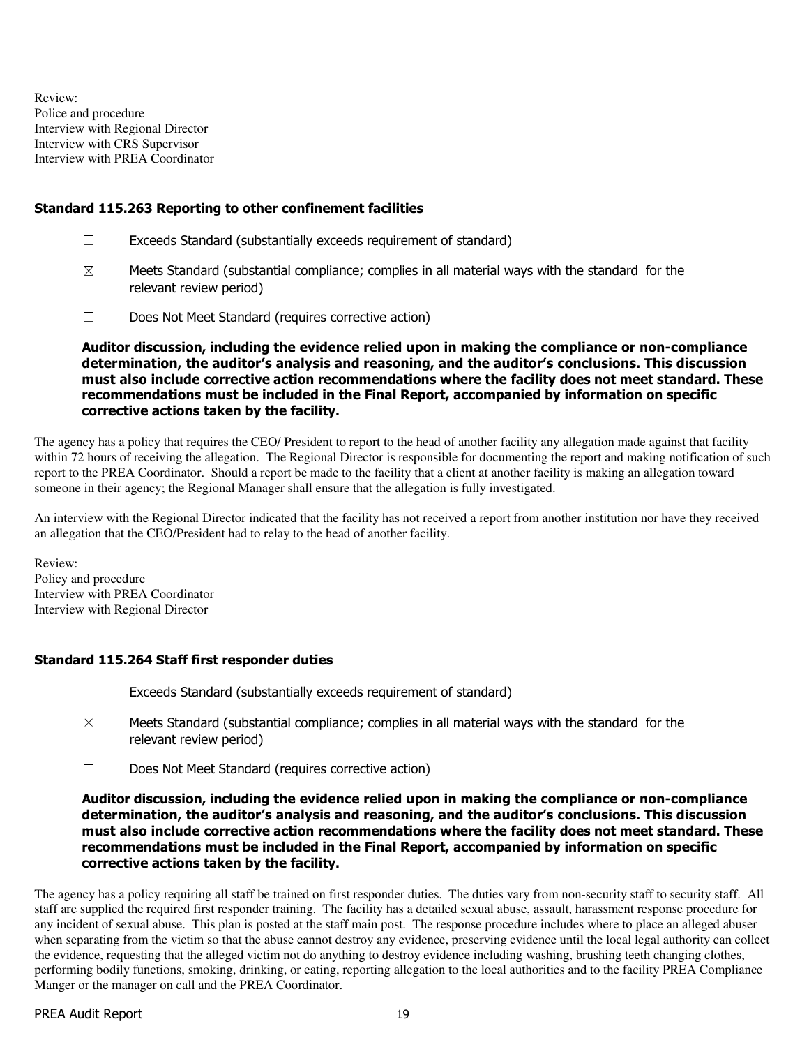Review:
Police and procedure
Interview with Regional Director
Interview with CRS Supervisor
Interview with PREA Coordinator

### Standard 115.263 Reporting to other confinement facilities

☐ Exceeds Standard (substantially exceeds requirement of standard)

☒ Meets Standard (substantial compliance; complies in all material ways with the standard for the relevant review period)

☐ Does Not Meet Standard (requires corrective action)

**Auditor discussion, including the evidence relied upon in making the compliance or non-compliance determination, the auditor's analysis and reasoning, and the auditor's conclusions. This discussion must also include corrective action recommendations where the facility does not meet standard. These recommendations must be included in the Final Report, accompanied by information on specific corrective actions taken by the facility.**

The agency has a policy that requires the CEO/ President to report to the head of another facility any allegation made against that facility within 72 hours of receiving the allegation. The Regional Director is responsible for documenting the report and making notification of such report to the PREA Coordinator. Should a report be made to the facility that a client at another facility is making an allegation toward someone in their agency; the Regional Manager shall ensure that the allegation is fully investigated.

An interview with the Regional Director indicated that the facility has not received a report from another institution nor have they received an allegation that the CEO/President had to relay to the head of another facility.

Review:
Policy and procedure
Interview with PREA Coordinator
Interview with Regional Director

### Standard 115.264 Staff first responder duties

☐ Exceeds Standard (substantially exceeds requirement of standard)

☒ Meets Standard (substantial compliance; complies in all material ways with the standard for the relevant review period)

☐ Does Not Meet Standard (requires corrective action)

**Auditor discussion, including the evidence relied upon in making the compliance or non-compliance determination, the auditor's analysis and reasoning, and the auditor's conclusions. This discussion must also include corrective action recommendations where the facility does not meet standard. These recommendations must be included in the Final Report, accompanied by information on specific corrective actions taken by the facility.**

The agency has a policy requiring all staff be trained on first responder duties. The duties vary from non-security staff to security staff. All staff are supplied the required first responder training. The facility has a detailed sexual abuse, assault, harassment response procedure for any incident of sexual abuse. This plan is posted at the staff main post. The response procedure includes where to place an alleged abuser when separating from the victim so that the abuse cannot destroy any evidence, preserving evidence until the local legal authority can collect the evidence, requesting that the alleged victim not do anything to destroy evidence including washing, brushing teeth changing clothes, performing bodily functions, smoking, drinking, or eating, reporting allegation to the local authorities and to the facility PREA Compliance Manger or the manager on call and the PREA Coordinator.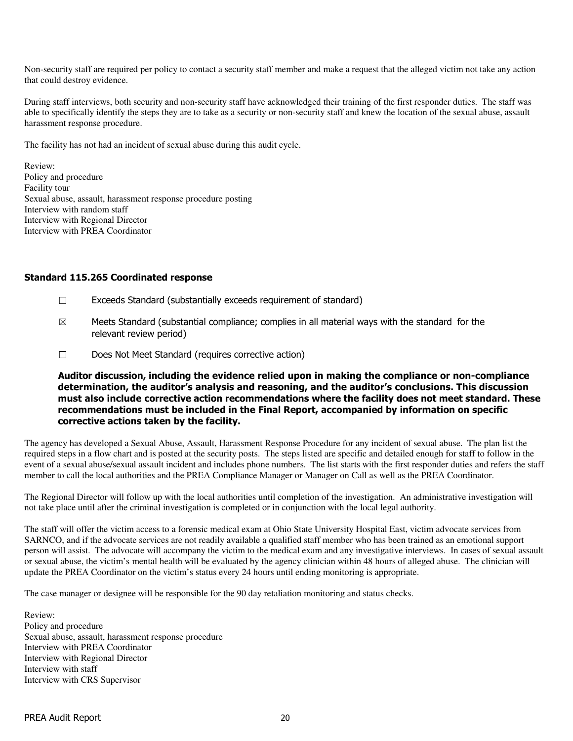Non-security staff are required per policy to contact a security staff member and make a request that the alleged victim not take any action that could destroy evidence.

During staff interviews, both security and non-security staff have acknowledged their training of the first responder duties. The staff was able to specifically identify the steps they are to take as a security or non-security staff and knew the location of the sexual abuse, assault harassment response procedure.

The facility has not had an incident of sexual abuse during this audit cycle.

Review:
Policy and procedure
Facility tour
Sexual abuse, assault, harassment response procedure posting
Interview with random staff
Interview with Regional Director
Interview with PREA Coordinator

### Standard 115.265 Coordinated response

☐ Exceeds Standard (substantially exceeds requirement of standard)

☒ Meets Standard (substantial compliance; complies in all material ways with the standard for the relevant review period)

☐ Does Not Meet Standard (requires corrective action)

**Auditor discussion, including the evidence relied upon in making the compliance or non-compliance determination, the auditor's analysis and reasoning, and the auditor's conclusions. This discussion must also include corrective action recommendations where the facility does not meet standard. These recommendations must be included in the Final Report, accompanied by information on specific corrective actions taken by the facility.**

The agency has developed a Sexual Abuse, Assault, Harassment Response Procedure for any incident of sexual abuse. The plan list the required steps in a flow chart and is posted at the security posts. The steps listed are specific and detailed enough for staff to follow in the event of a sexual abuse/sexual assault incident and includes phone numbers. The list starts with the first responder duties and refers the staff member to call the local authorities and the PREA Compliance Manager or Manager on Call as well as the PREA Coordinator.

The Regional Director will follow up with the local authorities until completion of the investigation. An administrative investigation will not take place until after the criminal investigation is completed or in conjunction with the local legal authority.

The staff will offer the victim access to a forensic medical exam at Ohio State University Hospital East, victim advocate services from SARNCO, and if the advocate services are not readily available a qualified staff member who has been trained as an emotional support person will assist. The advocate will accompany the victim to the medical exam and any investigative interviews. In cases of sexual assault or sexual abuse, the victim's mental health will be evaluated by the agency clinician within 48 hours of alleged abuse. The clinician will update the PREA Coordinator on the victim's status every 24 hours until ending monitoring is appropriate.

The case manager or designee will be responsible for the 90 day retaliation monitoring and status checks.

Review:
Policy and procedure
Sexual abuse, assault, harassment response procedure
Interview with PREA Coordinator
Interview with Regional Director
Interview with staff
Interview with CRS Supervisor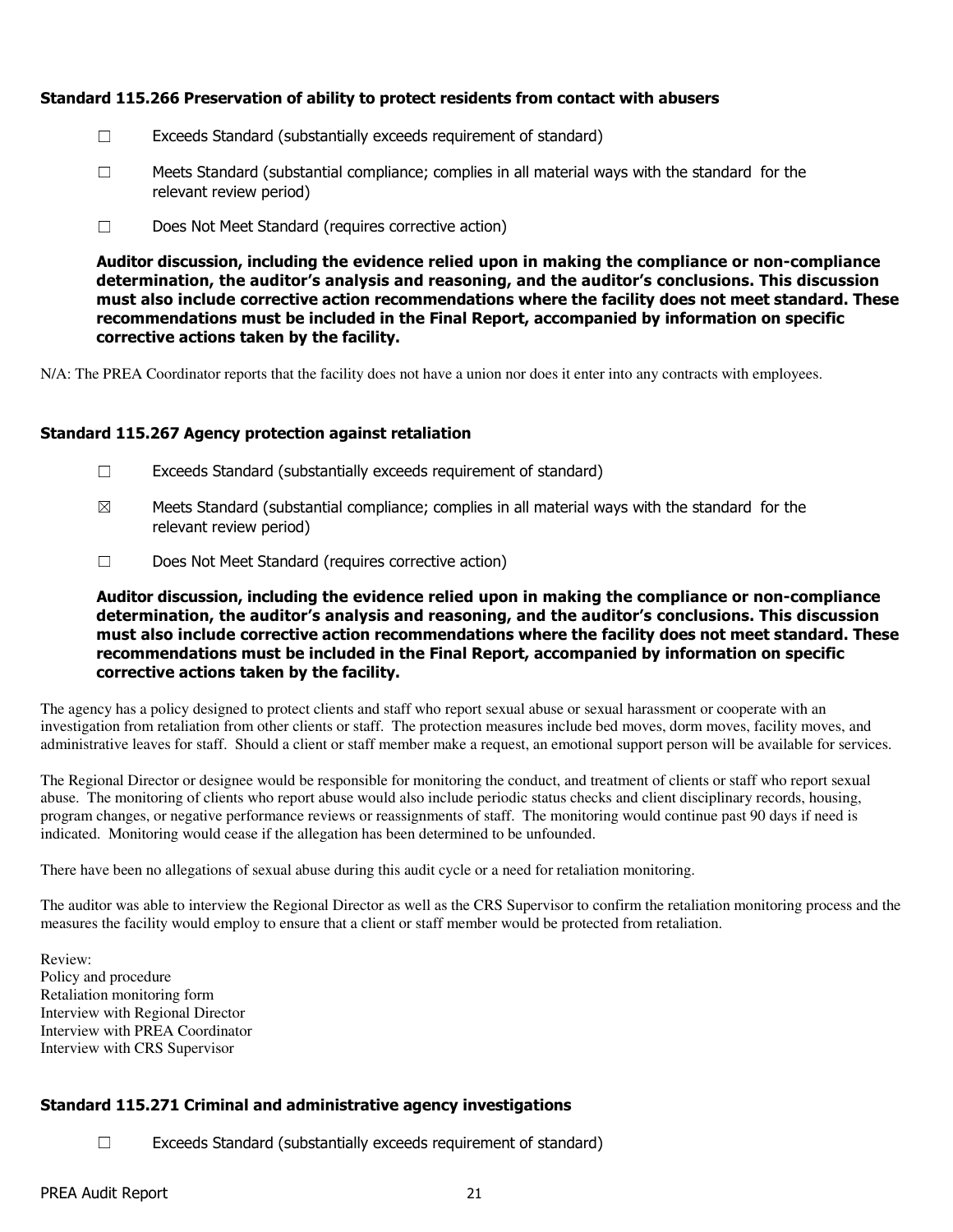### Standard 115.266 Preservation of ability to protect residents from contact with abusers

☐ Exceeds Standard (substantially exceeds requirement of standard)

☐ Meets Standard (substantial compliance; complies in all material ways with the standard for the relevant review period)

☐ Does Not Meet Standard (requires corrective action)

**Auditor discussion, including the evidence relied upon in making the compliance or non-compliance determination, the auditor's analysis and reasoning, and the auditor's conclusions. This discussion must also include corrective action recommendations where the facility does not meet standard. These recommendations must be included in the Final Report, accompanied by information on specific corrective actions taken by the facility.**

N/A: The PREA Coordinator reports that the facility does not have a union nor does it enter into any contracts with employees.

### Standard 115.267 Agency protection against retaliation

☐ Exceeds Standard (substantially exceeds requirement of standard)

☒ Meets Standard (substantial compliance; complies in all material ways with the standard for the relevant review period)

☐ Does Not Meet Standard (requires corrective action)

**Auditor discussion, including the evidence relied upon in making the compliance or non-compliance determination, the auditor's analysis and reasoning, and the auditor's conclusions. This discussion must also include corrective action recommendations where the facility does not meet standard. These recommendations must be included in the Final Report, accompanied by information on specific corrective actions taken by the facility.**

The agency has a policy designed to protect clients and staff who report sexual abuse or sexual harassment or cooperate with an investigation from retaliation from other clients or staff. The protection measures include bed moves, dorm moves, facility moves, and administrative leaves for staff. Should a client or staff member make a request, an emotional support person will be available for services.

The Regional Director or designee would be responsible for monitoring the conduct, and treatment of clients or staff who report sexual abuse. The monitoring of clients who report abuse would also include periodic status checks and client disciplinary records, housing, program changes, or negative performance reviews or reassignments of staff. The monitoring would continue past 90 days if need is indicated. Monitoring would cease if the allegation has been determined to be unfounded.

There have been no allegations of sexual abuse during this audit cycle or a need for retaliation monitoring.

The auditor was able to interview the Regional Director as well as the CRS Supervisor to confirm the retaliation monitoring process and the measures the facility would employ to ensure that a client or staff member would be protected from retaliation.

Review:
Policy and procedure
Retaliation monitoring form
Interview with Regional Director
Interview with PREA Coordinator
Interview with CRS Supervisor

### Standard 115.271 Criminal and administrative agency investigations

☐ Exceeds Standard (substantially exceeds requirement of standard)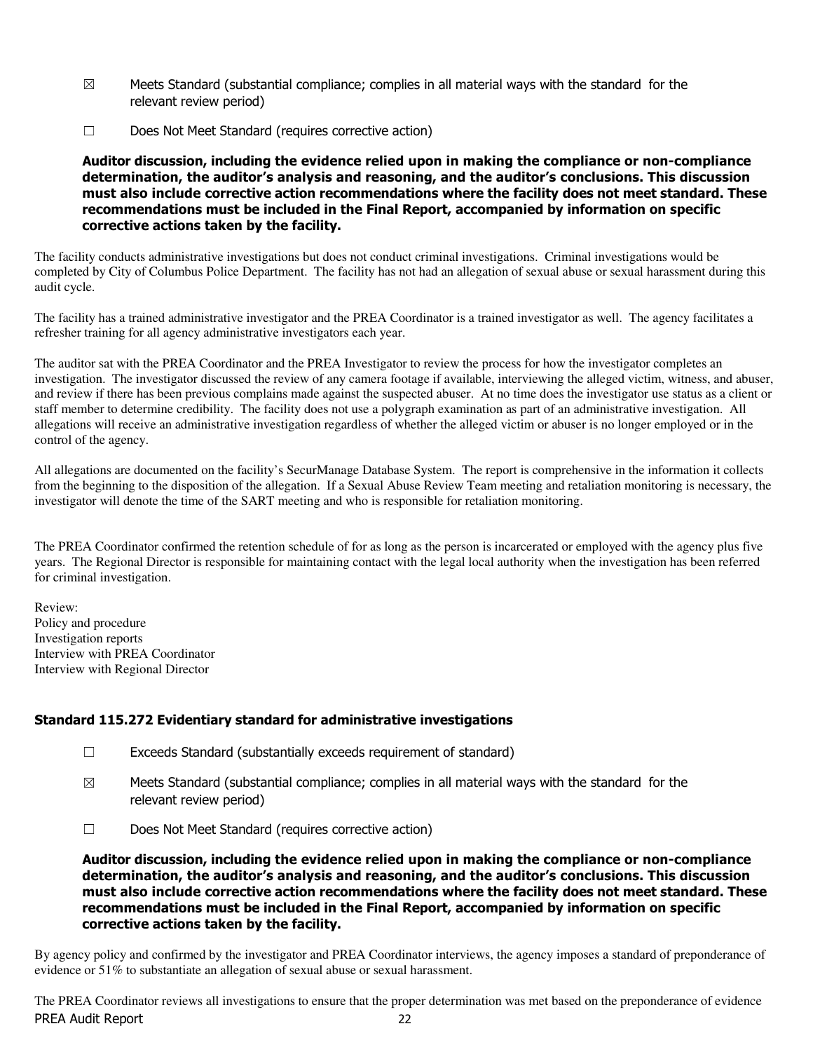☒ Meets Standard (substantial compliance; complies in all material ways with the standard for the relevant review period)

☐ Does Not Meet Standard (requires corrective action)

**Auditor discussion, including the evidence relied upon in making the compliance or non-compliance determination, the auditor's analysis and reasoning, and the auditor's conclusions. This discussion must also include corrective action recommendations where the facility does not meet standard. These recommendations must be included in the Final Report, accompanied by information on specific corrective actions taken by the facility.**

The facility conducts administrative investigations but does not conduct criminal investigations. Criminal investigations would be completed by City of Columbus Police Department. The facility has not had an allegation of sexual abuse or sexual harassment during this audit cycle.

The facility has a trained administrative investigator and the PREA Coordinator is a trained investigator as well. The agency facilitates a refresher training for all agency administrative investigators each year.

The auditor sat with the PREA Coordinator and the PREA Investigator to review the process for how the investigator completes an investigation. The investigator discussed the review of any camera footage if available, interviewing the alleged victim, witness, and abuser, and review if there has been previous complains made against the suspected abuser. At no time does the investigator use status as a client or staff member to determine credibility. The facility does not use a polygraph examination as part of an administrative investigation. All allegations will receive an administrative investigation regardless of whether the alleged victim or abuser is no longer employed or in the control of the agency.

All allegations are documented on the facility's SecurManage Database System. The report is comprehensive in the information it collects from the beginning to the disposition of the allegation. If a Sexual Abuse Review Team meeting and retaliation monitoring is necessary, the investigator will denote the time of the SART meeting and who is responsible for retaliation monitoring.

The PREA Coordinator confirmed the retention schedule of for as long as the person is incarcerated or employed with the agency plus five years. The Regional Director is responsible for maintaining contact with the legal local authority when the investigation has been referred for criminal investigation.

Review:
Policy and procedure
Investigation reports
Interview with PREA Coordinator
Interview with Regional Director

### Standard 115.272 Evidentiary standard for administrative investigations

☐ Exceeds Standard (substantially exceeds requirement of standard)

☒ Meets Standard (substantial compliance; complies in all material ways with the standard for the relevant review period)

☐ Does Not Meet Standard (requires corrective action)

**Auditor discussion, including the evidence relied upon in making the compliance or non-compliance determination, the auditor's analysis and reasoning, and the auditor's conclusions. This discussion must also include corrective action recommendations where the facility does not meet standard. These recommendations must be included in the Final Report, accompanied by information on specific corrective actions taken by the facility.**

By agency policy and confirmed by the investigator and PREA Coordinator interviews, the agency imposes a standard of preponderance of evidence or 51% to substantiate an allegation of sexual abuse or sexual harassment.

The PREA Coordinator reviews all investigations to ensure that the proper determination was met based on the preponderance of evidence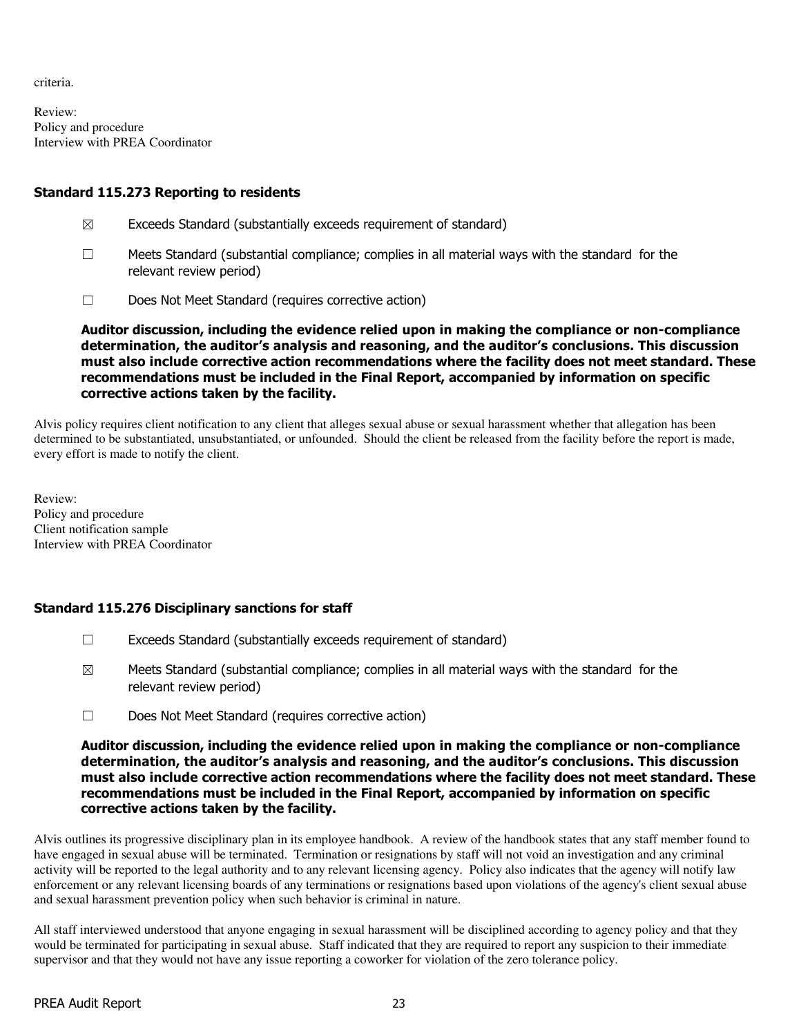criteria.

Review:
Policy and procedure
Interview with PREA Coordinator

### Standard 115.273 Reporting to residents

☒ Exceeds Standard (substantially exceeds requirement of standard)

☐ Meets Standard (substantial compliance; complies in all material ways with the standard for the relevant review period)

☐ Does Not Meet Standard (requires corrective action)

**Auditor discussion, including the evidence relied upon in making the compliance or non-compliance determination, the auditor's analysis and reasoning, and the auditor's conclusions. This discussion must also include corrective action recommendations where the facility does not meet standard. These recommendations must be included in the Final Report, accompanied by information on specific corrective actions taken by the facility.**

Alvis policy requires client notification to any client that alleges sexual abuse or sexual harassment whether that allegation has been determined to be substantiated, unsubstantiated, or unfounded. Should the client be released from the facility before the report is made, every effort is made to notify the client.

Review:
Policy and procedure
Client notification sample
Interview with PREA Coordinator

### Standard 115.276 Disciplinary sanctions for staff

☐ Exceeds Standard (substantially exceeds requirement of standard)

☒ Meets Standard (substantial compliance; complies in all material ways with the standard for the relevant review period)

☐ Does Not Meet Standard (requires corrective action)

**Auditor discussion, including the evidence relied upon in making the compliance or non-compliance determination, the auditor's analysis and reasoning, and the auditor's conclusions. This discussion must also include corrective action recommendations where the facility does not meet standard. These recommendations must be included in the Final Report, accompanied by information on specific corrective actions taken by the facility.**

Alvis outlines its progressive disciplinary plan in its employee handbook. A review of the handbook states that any staff member found to have engaged in sexual abuse will be terminated. Termination or resignations by staff will not void an investigation and any criminal activity will be reported to the legal authority and to any relevant licensing agency. Policy also indicates that the agency will notify law enforcement or any relevant licensing boards of any terminations or resignations based upon violations of the agency's client sexual abuse and sexual harassment prevention policy when such behavior is criminal in nature.

All staff interviewed understood that anyone engaging in sexual harassment will be disciplined according to agency policy and that they would be terminated for participating in sexual abuse. Staff indicated that they are required to report any suspicion to their immediate supervisor and that they would not have any issue reporting a coworker for violation of the zero tolerance policy.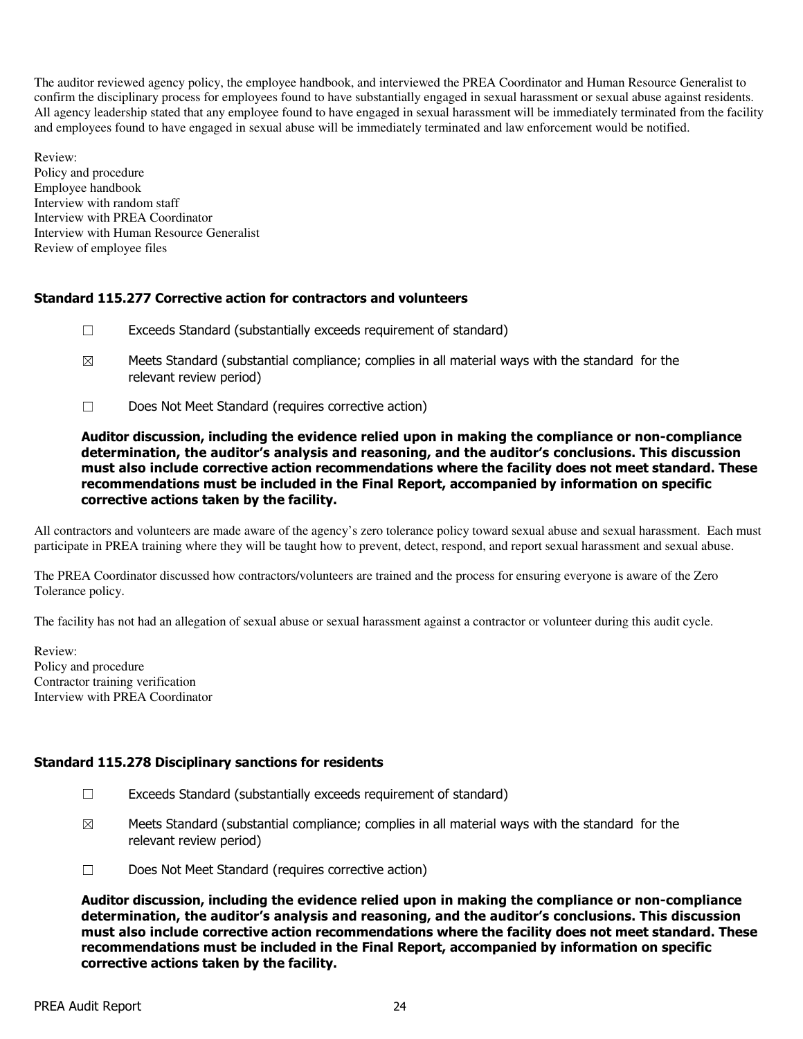The auditor reviewed agency policy, the employee handbook, and interviewed the PREA Coordinator and Human Resource Generalist to confirm the disciplinary process for employees found to have substantially engaged in sexual harassment or sexual abuse against residents. All agency leadership stated that any employee found to have engaged in sexual harassment will be immediately terminated from the facility and employees found to have engaged in sexual abuse will be immediately terminated and law enforcement would be notified.

Review:
Policy and procedure
Employee handbook
Interview with random staff
Interview with PREA Coordinator
Interview with Human Resource Generalist
Review of employee files

### Standard 115.277 Corrective action for contractors and volunteers

☐ Exceeds Standard (substantially exceeds requirement of standard)

☒ Meets Standard (substantial compliance; complies in all material ways with the standard for the relevant review period)

☐ Does Not Meet Standard (requires corrective action)

**Auditor discussion, including the evidence relied upon in making the compliance or non-compliance determination, the auditor's analysis and reasoning, and the auditor's conclusions. This discussion must also include corrective action recommendations where the facility does not meet standard. These recommendations must be included in the Final Report, accompanied by information on specific corrective actions taken by the facility.**

All contractors and volunteers are made aware of the agency's zero tolerance policy toward sexual abuse and sexual harassment. Each must participate in PREA training where they will be taught how to prevent, detect, respond, and report sexual harassment and sexual abuse.

The PREA Coordinator discussed how contractors/volunteers are trained and the process for ensuring everyone is aware of the Zero Tolerance policy.

The facility has not had an allegation of sexual abuse or sexual harassment against a contractor or volunteer during this audit cycle.

Review:
Policy and procedure
Contractor training verification
Interview with PREA Coordinator

### Standard 115.278 Disciplinary sanctions for residents

☐ Exceeds Standard (substantially exceeds requirement of standard)

☒ Meets Standard (substantial compliance; complies in all material ways with the standard for the relevant review period)

☐ Does Not Meet Standard (requires corrective action)

**Auditor discussion, including the evidence relied upon in making the compliance or non-compliance determination, the auditor's analysis and reasoning, and the auditor's conclusions. This discussion must also include corrective action recommendations where the facility does not meet standard. These recommendations must be included in the Final Report, accompanied by information on specific corrective actions taken by the facility.**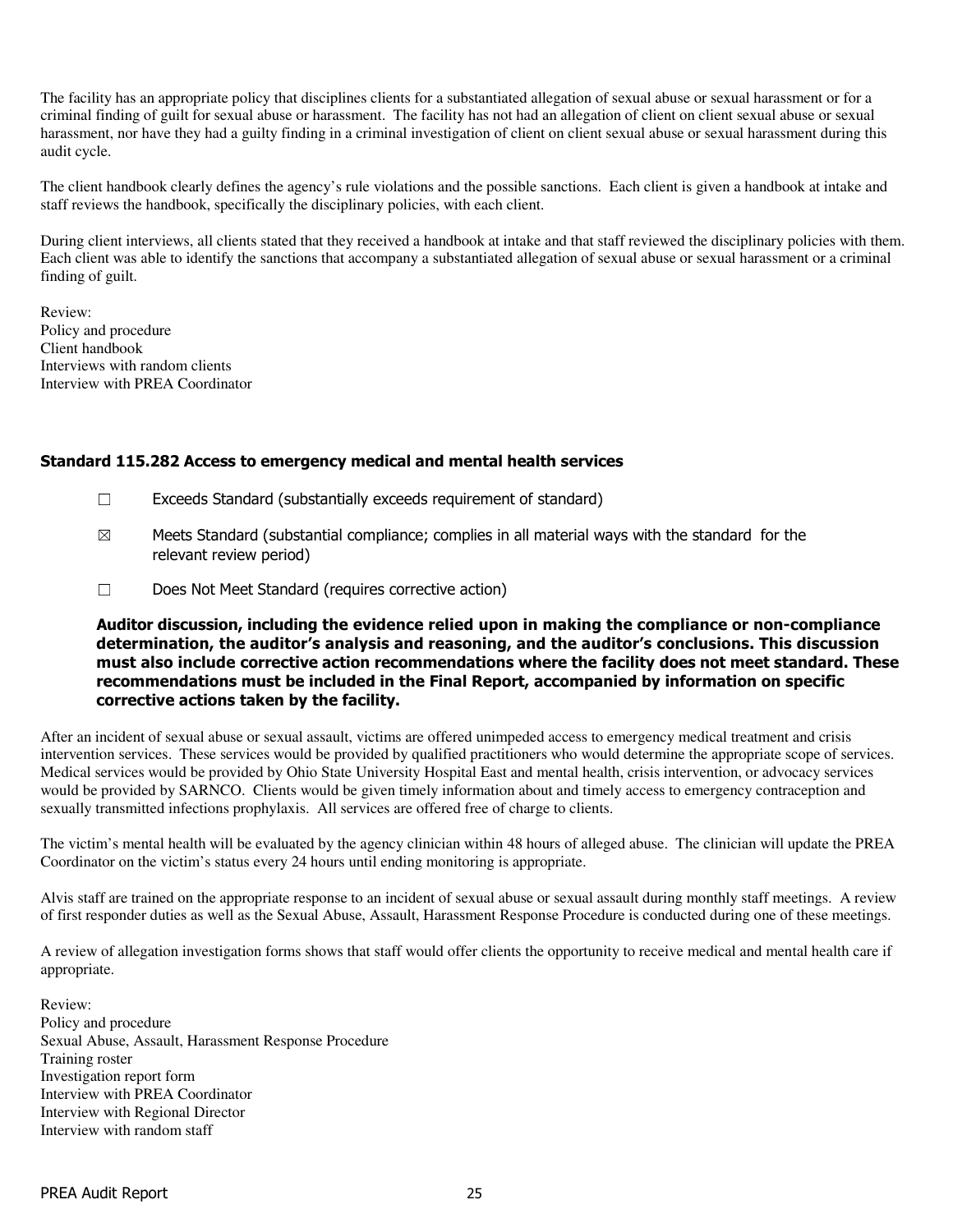The facility has an appropriate policy that disciplines clients for a substantiated allegation of sexual abuse or sexual harassment or for a criminal finding of guilt for sexual abuse or harassment. The facility has not had an allegation of client on client sexual abuse or sexual harassment, nor have they had a guilty finding in a criminal investigation of client on client sexual abuse or sexual harassment during this audit cycle.

The client handbook clearly defines the agency's rule violations and the possible sanctions. Each client is given a handbook at intake and staff reviews the handbook, specifically the disciplinary policies, with each client.

During client interviews, all clients stated that they received a handbook at intake and that staff reviewed the disciplinary policies with them. Each client was able to identify the sanctions that accompany a substantiated allegation of sexual abuse or sexual harassment or a criminal finding of guilt.

Review:
Policy and procedure
Client handbook
Interviews with random clients
Interview with PREA Coordinator

### Standard 115.282 Access to emergency medical and mental health services

☐ Exceeds Standard (substantially exceeds requirement of standard)

☒ Meets Standard (substantial compliance; complies in all material ways with the standard for the relevant review period)

☐ Does Not Meet Standard (requires corrective action)

**Auditor discussion, including the evidence relied upon in making the compliance or non-compliance determination, the auditor's analysis and reasoning, and the auditor's conclusions. This discussion must also include corrective action recommendations where the facility does not meet standard. These recommendations must be included in the Final Report, accompanied by information on specific corrective actions taken by the facility.**

After an incident of sexual abuse or sexual assault, victims are offered unimpeded access to emergency medical treatment and crisis intervention services. These services would be provided by qualified practitioners who would determine the appropriate scope of services. Medical services would be provided by Ohio State University Hospital East and mental health, crisis intervention, or advocacy services would be provided by SARNCO. Clients would be given timely information about and timely access to emergency contraception and sexually transmitted infections prophylaxis. All services are offered free of charge to clients.

The victim's mental health will be evaluated by the agency clinician within 48 hours of alleged abuse. The clinician will update the PREA Coordinator on the victim's status every 24 hours until ending monitoring is appropriate.

Alvis staff are trained on the appropriate response to an incident of sexual abuse or sexual assault during monthly staff meetings. A review of first responder duties as well as the Sexual Abuse, Assault, Harassment Response Procedure is conducted during one of these meetings.

A review of allegation investigation forms shows that staff would offer clients the opportunity to receive medical and mental health care if appropriate.

Review:
Policy and procedure
Sexual Abuse, Assault, Harassment Response Procedure
Training roster
Investigation report form
Interview with PREA Coordinator
Interview with Regional Director
Interview with random staff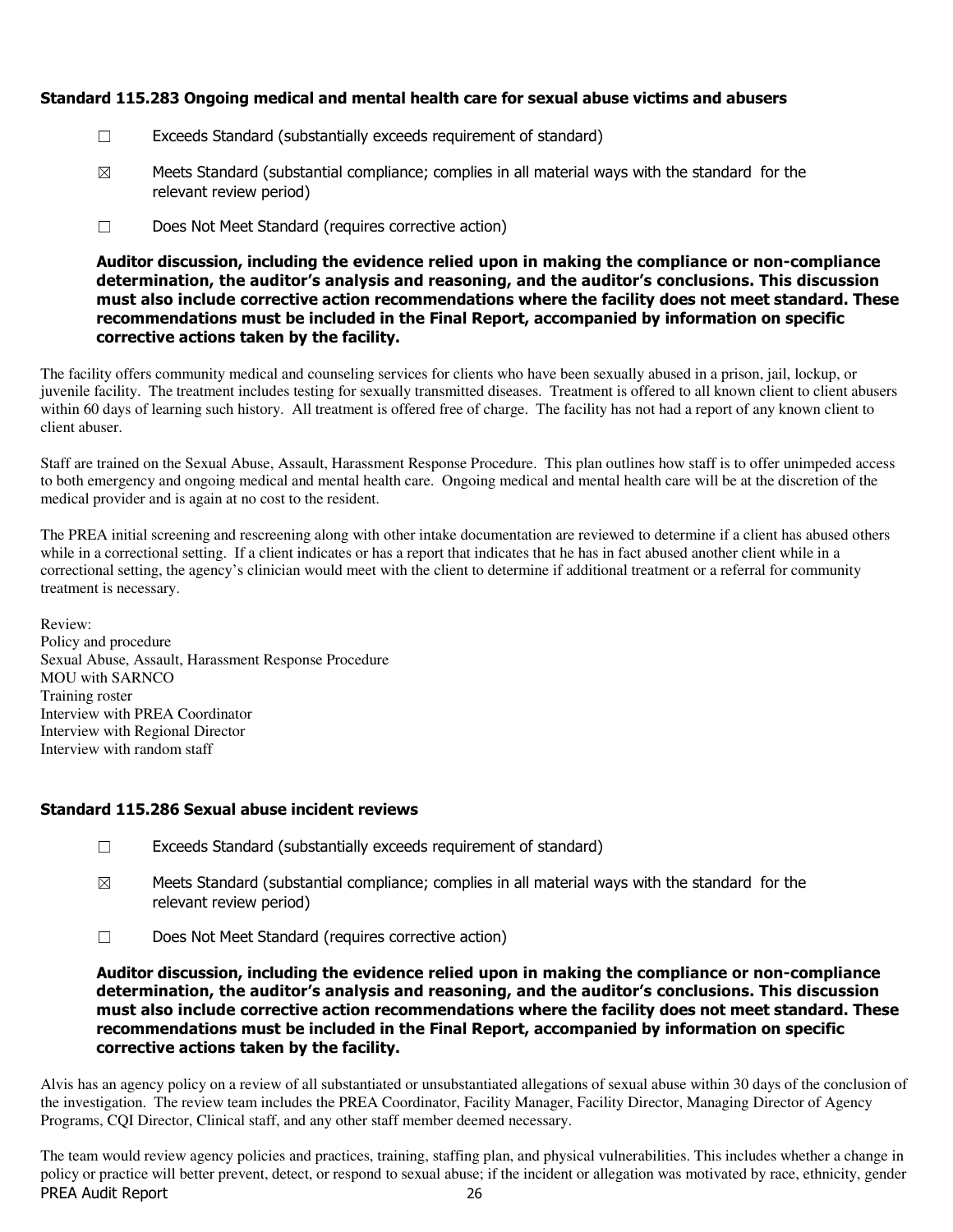### Standard 115.283 Ongoing medical and mental health care for sexual abuse victims and abusers

☐ Exceeds Standard (substantially exceeds requirement of standard)

☒ Meets Standard (substantial compliance; complies in all material ways with the standard for the relevant review period)

☐ Does Not Meet Standard (requires corrective action)

**Auditor discussion, including the evidence relied upon in making the compliance or non-compliance determination, the auditor's analysis and reasoning, and the auditor's conclusions. This discussion must also include corrective action recommendations where the facility does not meet standard. These recommendations must be included in the Final Report, accompanied by information on specific corrective actions taken by the facility.**

The facility offers community medical and counseling services for clients who have been sexually abused in a prison, jail, lockup, or juvenile facility. The treatment includes testing for sexually transmitted diseases. Treatment is offered to all known client to client abusers within 60 days of learning such history. All treatment is offered free of charge. The facility has not had a report of any known client to client abuser.

Staff are trained on the Sexual Abuse, Assault, Harassment Response Procedure. This plan outlines how staff is to offer unimpeded access to both emergency and ongoing medical and mental health care. Ongoing medical and mental health care will be at the discretion of the medical provider and is again at no cost to the resident.

The PREA initial screening and rescreening along with other intake documentation are reviewed to determine if a client has abused others while in a correctional setting. If a client indicates or has a report that indicates that he has in fact abused another client while in a correctional setting, the agency's clinician would meet with the client to determine if additional treatment or a referral for community treatment is necessary.

Review:
Policy and procedure
Sexual Abuse, Assault, Harassment Response Procedure
MOU with SARNCO
Training roster
Interview with PREA Coordinator
Interview with Regional Director
Interview with random staff

### Standard 115.286 Sexual abuse incident reviews

☐ Exceeds Standard (substantially exceeds requirement of standard)

☒ Meets Standard (substantial compliance; complies in all material ways with the standard for the relevant review period)

☐ Does Not Meet Standard (requires corrective action)

**Auditor discussion, including the evidence relied upon in making the compliance or non-compliance determination, the auditor's analysis and reasoning, and the auditor's conclusions. This discussion must also include corrective action recommendations where the facility does not meet standard. These recommendations must be included in the Final Report, accompanied by information on specific corrective actions taken by the facility.**

Alvis has an agency policy on a review of all substantiated or unsubstantiated allegations of sexual abuse within 30 days of the conclusion of the investigation. The review team includes the PREA Coordinator, Facility Manager, Facility Director, Managing Director of Agency Programs, CQI Director, Clinical staff, and any other staff member deemed necessary.

The team would review agency policies and practices, training, staffing plan, and physical vulnerabilities. This includes whether a change in policy or practice will better prevent, detect, or respond to sexual abuse; if the incident or allegation was motivated by race, ethnicity, gender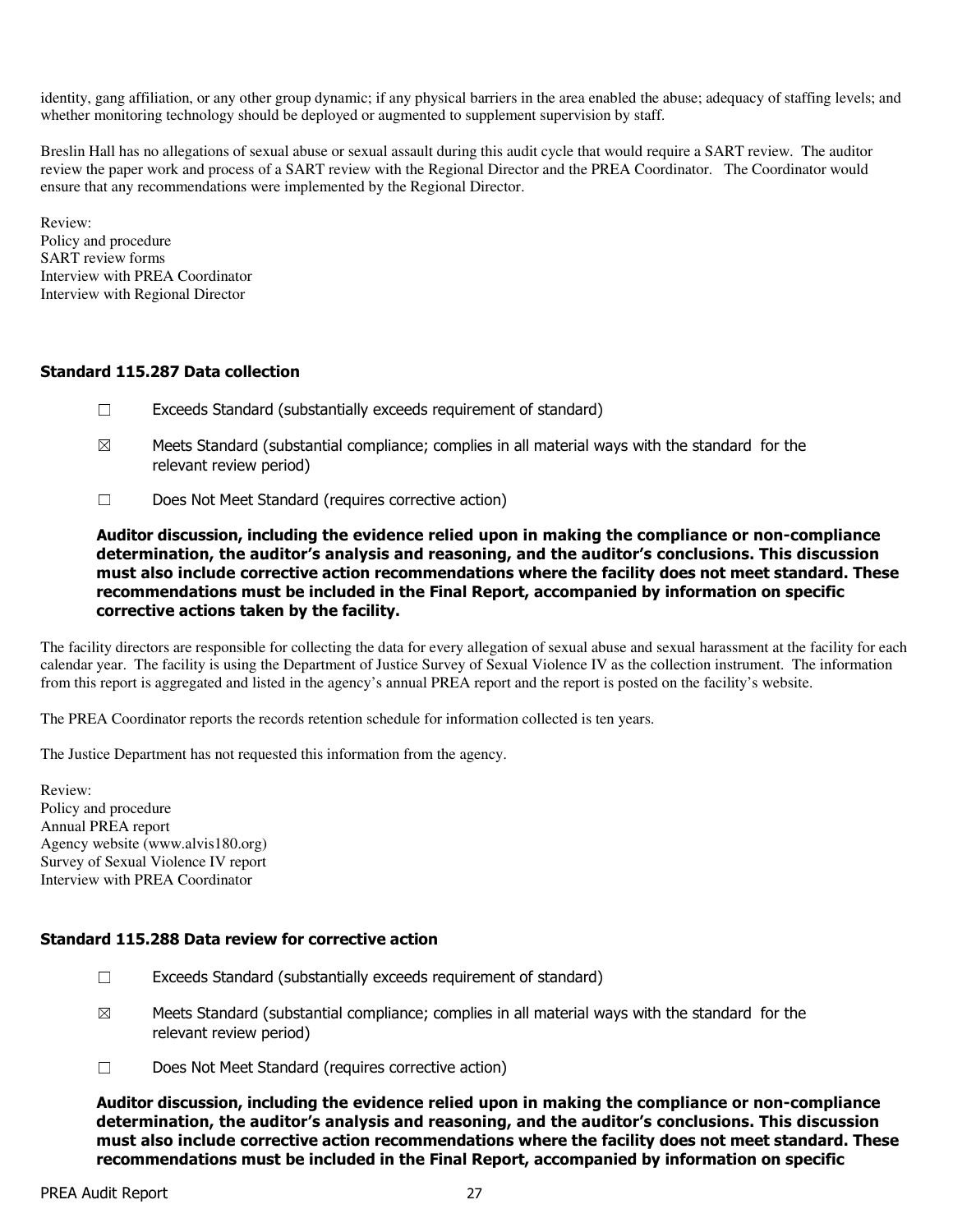identity, gang affiliation, or any other group dynamic; if any physical barriers in the area enabled the abuse; adequacy of staffing levels; and whether monitoring technology should be deployed or augmented to supplement supervision by staff.

Breslin Hall has no allegations of sexual abuse or sexual assault during this audit cycle that would require a SART review. The auditor review the paper work and process of a SART review with the Regional Director and the PREA Coordinator. The Coordinator would ensure that any recommendations were implemented by the Regional Director.

Review:
Policy and procedure
SART review forms
Interview with PREA Coordinator
Interview with Regional Director

### Standard 115.287 Data collection

☐ Exceeds Standard (substantially exceeds requirement of standard)

☒ Meets Standard (substantial compliance; complies in all material ways with the standard for the relevant review period)

☐ Does Not Meet Standard (requires corrective action)

**Auditor discussion, including the evidence relied upon in making the compliance or non-compliance determination, the auditor's analysis and reasoning, and the auditor's conclusions. This discussion must also include corrective action recommendations where the facility does not meet standard. These recommendations must be included in the Final Report, accompanied by information on specific corrective actions taken by the facility.**

The facility directors are responsible for collecting the data for every allegation of sexual abuse and sexual harassment at the facility for each calendar year. The facility is using the Department of Justice Survey of Sexual Violence IV as the collection instrument. The information from this report is aggregated and listed in the agency's annual PREA report and the report is posted on the facility's website.

The PREA Coordinator reports the records retention schedule for information collected is ten years.

The Justice Department has not requested this information from the agency.

Review:
Policy and procedure
Annual PREA report
Agency website (www.alvis180.org)
Survey of Sexual Violence IV report
Interview with PREA Coordinator

### Standard 115.288 Data review for corrective action

☐ Exceeds Standard (substantially exceeds requirement of standard)

☒ Meets Standard (substantial compliance; complies in all material ways with the standard for the relevant review period)

☐ Does Not Meet Standard (requires corrective action)

**Auditor discussion, including the evidence relied upon in making the compliance or non-compliance determination, the auditor's analysis and reasoning, and the auditor's conclusions. This discussion must also include corrective action recommendations where the facility does not meet standard. These recommendations must be included in the Final Report, accompanied by information on specific**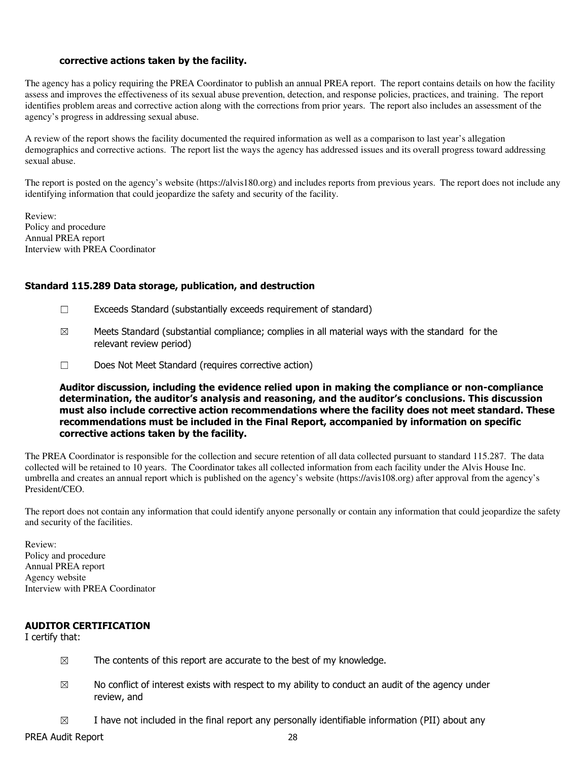**corrective actions taken by the facility.**

The agency has a policy requiring the PREA Coordinator to publish an annual PREA report. The report contains details on how the facility assess and improves the effectiveness of its sexual abuse prevention, detection, and response policies, practices, and training. The report identifies problem areas and corrective action along with the corrections from prior years. The report also includes an assessment of the agency's progress in addressing sexual abuse.

A review of the report shows the facility documented the required information as well as a comparison to last year's allegation demographics and corrective actions. The report list the ways the agency has addressed issues and its overall progress toward addressing sexual abuse.

The report is posted on the agency's website (https://alvis180.org) and includes reports from previous years. The report does not include any identifying information that could jeopardize the safety and security of the facility.

Review:
Policy and procedure
Annual PREA report
Interview with PREA Coordinator

### Standard 115.289 Data storage, publication, and destruction

☐ Exceeds Standard (substantially exceeds requirement of standard)

☒ Meets Standard (substantial compliance; complies in all material ways with the standard for the relevant review period)

☐ Does Not Meet Standard (requires corrective action)

**Auditor discussion, including the evidence relied upon in making the compliance or non-compliance determination, the auditor's analysis and reasoning, and the auditor's conclusions. This discussion must also include corrective action recommendations where the facility does not meet standard. These recommendations must be included in the Final Report, accompanied by information on specific corrective actions taken by the facility.**

The PREA Coordinator is responsible for the collection and secure retention of all data collected pursuant to standard 115.287. The data collected will be retained to 10 years. The Coordinator takes all collected information from each facility under the Alvis House Inc. umbrella and creates an annual report which is published on the agency's website (https://avis108.org) after approval from the agency's President/CEO.

The report does not contain any information that could identify anyone personally or contain any information that could jeopardize the safety and security of the facilities.

Review:
Policy and procedure
Annual PREA report
Agency website
Interview with PREA Coordinator

### AUDITOR CERTIFICATION

I certify that:

☒ The contents of this report are accurate to the best of my knowledge.

☒ No conflict of interest exists with respect to my ability to conduct an audit of the agency under review, and

☒ I have not included in the final report any personally identifiable information (PII) about any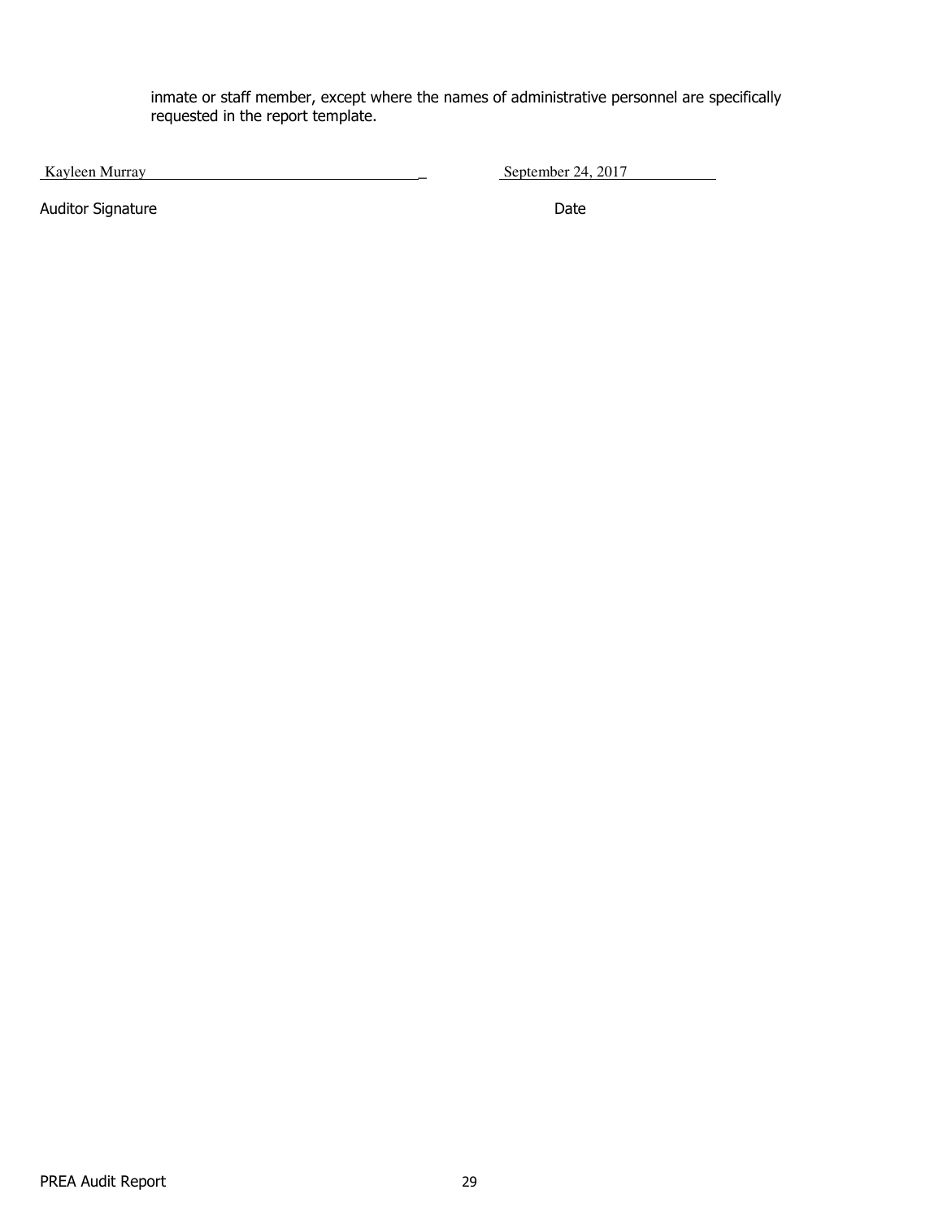inmate or staff member, except where the names of administrative personnel are specifically requested in the report template.

Kayleen Murray &nbsp;&nbsp;&nbsp;&nbsp;&nbsp;&nbsp;&nbsp;&nbsp;&nbsp;&nbsp;&nbsp;&nbsp;&nbsp;&nbsp;&nbsp;&nbsp;&nbsp;&nbsp;&nbsp;&nbsp; September 24, 2017

Auditor Signature &nbsp;&nbsp;&nbsp;&nbsp;&nbsp;&nbsp;&nbsp;&nbsp;&nbsp;&nbsp;&nbsp;&nbsp;&nbsp;&nbsp;&nbsp;&nbsp;&nbsp;&nbsp;&nbsp;&nbsp; Date